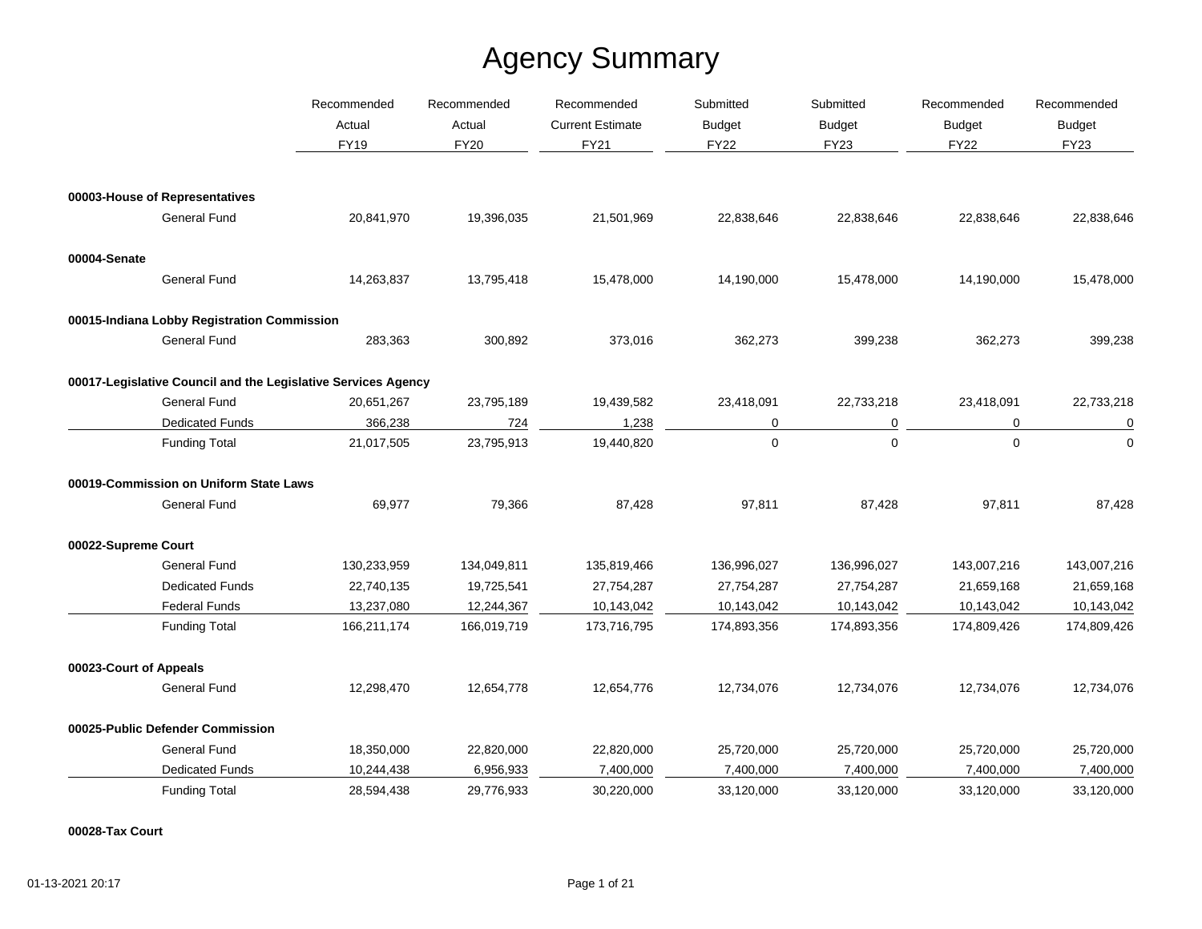# Agency Summary

| | Recommended Actual FY19 | Recommended Actual FY20 | Recommended Current Estimate FY21 | Submitted Budget FY22 | Submitted Budget FY23 | Recommended Budget FY22 | Recommended Budget FY23 |
|---|---|---|---|---|---|---|---|
| **00003-House of Representatives** | | | | | | | |
| General Fund | 20,841,970 | 19,396,035 | 21,501,969 | 22,838,646 | 22,838,646 | 22,838,646 | 22,838,646 |
| **00004-Senate** | | | | | | | |
| General Fund | 14,263,837 | 13,795,418 | 15,478,000 | 14,190,000 | 15,478,000 | 14,190,000 | 15,478,000 |
| **00015-Indiana Lobby Registration Commission** | | | | | | | |
| General Fund | 283,363 | 300,892 | 373,016 | 362,273 | 399,238 | 362,273 | 399,238 |
| **00017-Legislative Council and the Legislative Services Agency** | | | | | | | |
| General Fund | 20,651,267 | 23,795,189 | 19,439,582 | 23,418,091 | 22,733,218 | 23,418,091 | 22,733,218 |
| Dedicated Funds | 366,238 | 724 | 1,238 | 0 | 0 | 0 | 0 |
| Funding Total | 21,017,505 | 23,795,913 | 19,440,820 | 0 | 0 | 0 | 0 |
| **00019-Commission on Uniform State Laws** | | | | | | | |
| General Fund | 69,977 | 79,366 | 87,428 | 97,811 | 87,428 | 97,811 | 87,428 |
| **00022-Supreme Court** | | | | | | | |
| General Fund | 130,233,959 | 134,049,811 | 135,819,466 | 136,996,027 | 136,996,027 | 143,007,216 | 143,007,216 |
| Dedicated Funds | 22,740,135 | 19,725,541 | 27,754,287 | 27,754,287 | 27,754,287 | 21,659,168 | 21,659,168 |
| Federal Funds | 13,237,080 | 12,244,367 | 10,143,042 | 10,143,042 | 10,143,042 | 10,143,042 | 10,143,042 |
| Funding Total | 166,211,174 | 166,019,719 | 173,716,795 | 174,893,356 | 174,893,356 | 174,809,426 | 174,809,426 |
| **00023-Court of Appeals** | | | | | | | |
| General Fund | 12,298,470 | 12,654,778 | 12,654,776 | 12,734,076 | 12,734,076 | 12,734,076 | 12,734,076 |
| **00025-Public Defender Commission** | | | | | | | |
| General Fund | 18,350,000 | 22,820,000 | 22,820,000 | 25,720,000 | 25,720,000 | 25,720,000 | 25,720,000 |
| Dedicated Funds | 10,244,438 | 6,956,933 | 7,400,000 | 7,400,000 | 7,400,000 | 7,400,000 | 7,400,000 |
| Funding Total | 28,594,438 | 29,776,933 | 30,220,000 | 33,120,000 | 33,120,000 | 33,120,000 | 33,120,000 |
| **00028-Tax Court** | | | | | | | |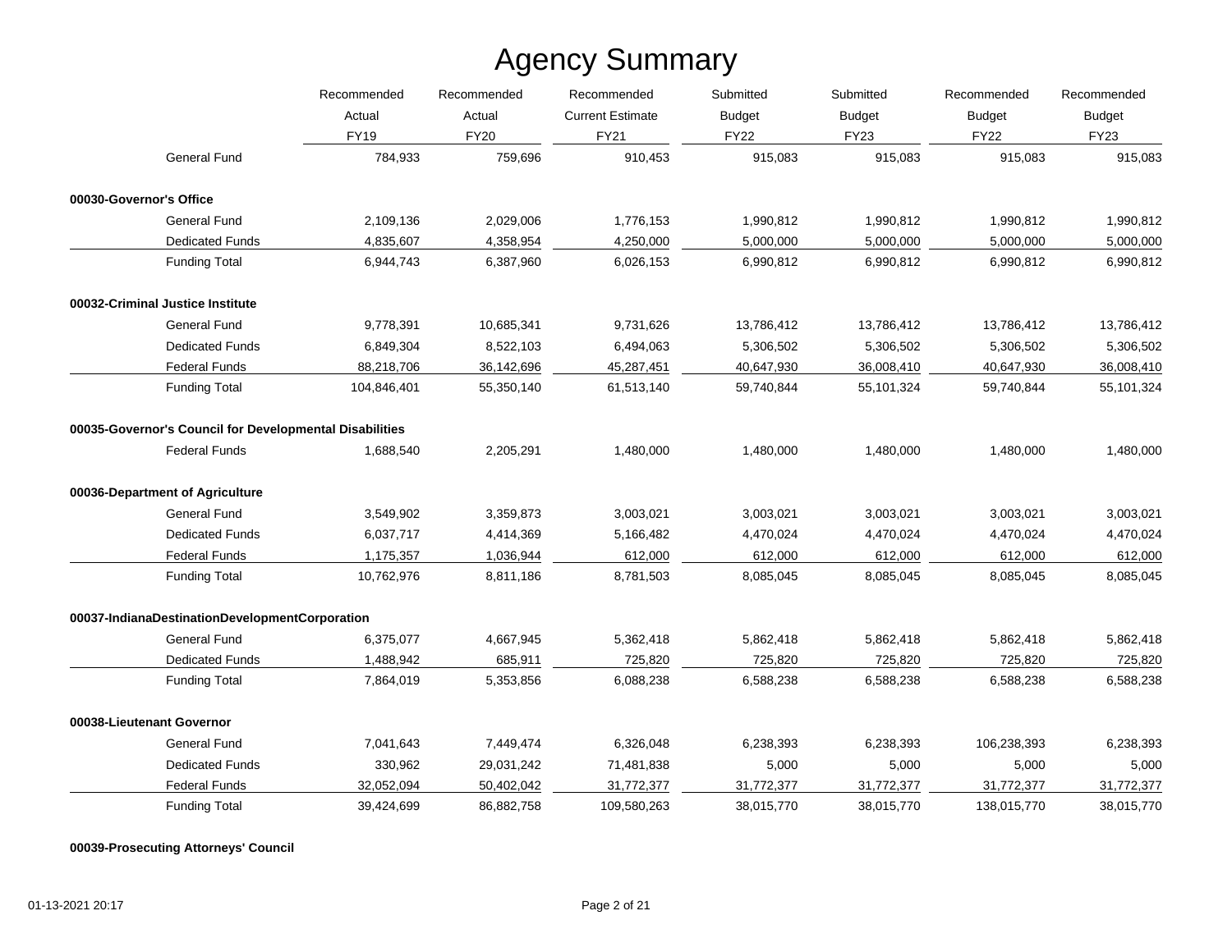# Agency Summary

| | Recommended Actual FY19 | Recommended Actual FY20 | Recommended Current Estimate FY21 | Submitted Budget FY22 | Submitted Budget FY23 | Recommended Budget FY22 | Recommended Budget FY23 |
|---|---|---|---|---|---|---|---|
| General Fund | 784,933 | 759,696 | 910,453 | 915,083 | 915,083 | 915,083 | 915,083 |
| **00030-Governor's Office** | | | | | | | |
| General Fund | 2,109,136 | 2,029,006 | 1,776,153 | 1,990,812 | 1,990,812 | 1,990,812 | 1,990,812 |
| Dedicated Funds | 4,835,607 | 4,358,954 | 4,250,000 | 5,000,000 | 5,000,000 | 5,000,000 | 5,000,000 |
| Funding Total | 6,944,743 | 6,387,960 | 6,026,153 | 6,990,812 | 6,990,812 | 6,990,812 | 6,990,812 |
| **00032-Criminal Justice Institute** | | | | | | | |
| General Fund | 9,778,391 | 10,685,341 | 9,731,626 | 13,786,412 | 13,786,412 | 13,786,412 | 13,786,412 |
| Dedicated Funds | 6,849,304 | 8,522,103 | 6,494,063 | 5,306,502 | 5,306,502 | 5,306,502 | 5,306,502 |
| Federal Funds | 88,218,706 | 36,142,696 | 45,287,451 | 40,647,930 | 36,008,410 | 40,647,930 | 36,008,410 |
| Funding Total | 104,846,401 | 55,350,140 | 61,513,140 | 59,740,844 | 55,101,324 | 59,740,844 | 55,101,324 |
| **00035-Governor's Council for Developmental Disabilities** | | | | | | | |
| Federal Funds | 1,688,540 | 2,205,291 | 1,480,000 | 1,480,000 | 1,480,000 | 1,480,000 | 1,480,000 |
| **00036-Department of Agriculture** | | | | | | | |
| General Fund | 3,549,902 | 3,359,873 | 3,003,021 | 3,003,021 | 3,003,021 | 3,003,021 | 3,003,021 |
| Dedicated Funds | 6,037,717 | 4,414,369 | 5,166,482 | 4,470,024 | 4,470,024 | 4,470,024 | 4,470,024 |
| Federal Funds | 1,175,357 | 1,036,944 | 612,000 | 612,000 | 612,000 | 612,000 | 612,000 |
| Funding Total | 10,762,976 | 8,811,186 | 8,781,503 | 8,085,045 | 8,085,045 | 8,085,045 | 8,085,045 |
| **00037-IndianaDestinationDevelopmentCorporation** | | | | | | | |
| General Fund | 6,375,077 | 4,667,945 | 5,362,418 | 5,862,418 | 5,862,418 | 5,862,418 | 5,862,418 |
| Dedicated Funds | 1,488,942 | 685,911 | 725,820 | 725,820 | 725,820 | 725,820 | 725,820 |
| Funding Total | 7,864,019 | 5,353,856 | 6,088,238 | 6,588,238 | 6,588,238 | 6,588,238 | 6,588,238 |
| **00038-Lieutenant Governor** | | | | | | | |
| General Fund | 7,041,643 | 7,449,474 | 6,326,048 | 6,238,393 | 6,238,393 | 106,238,393 | 6,238,393 |
| Dedicated Funds | 330,962 | 29,031,242 | 71,481,838 | 5,000 | 5,000 | 5,000 | 5,000 |
| Federal Funds | 32,052,094 | 50,402,042 | 31,772,377 | 31,772,377 | 31,772,377 | 31,772,377 | 31,772,377 |
| Funding Total | 39,424,699 | 86,882,758 | 109,580,263 | 38,015,770 | 38,015,770 | 138,015,770 | 38,015,770 |
| **00039-Prosecuting Attorneys' Council** | | | | | | | |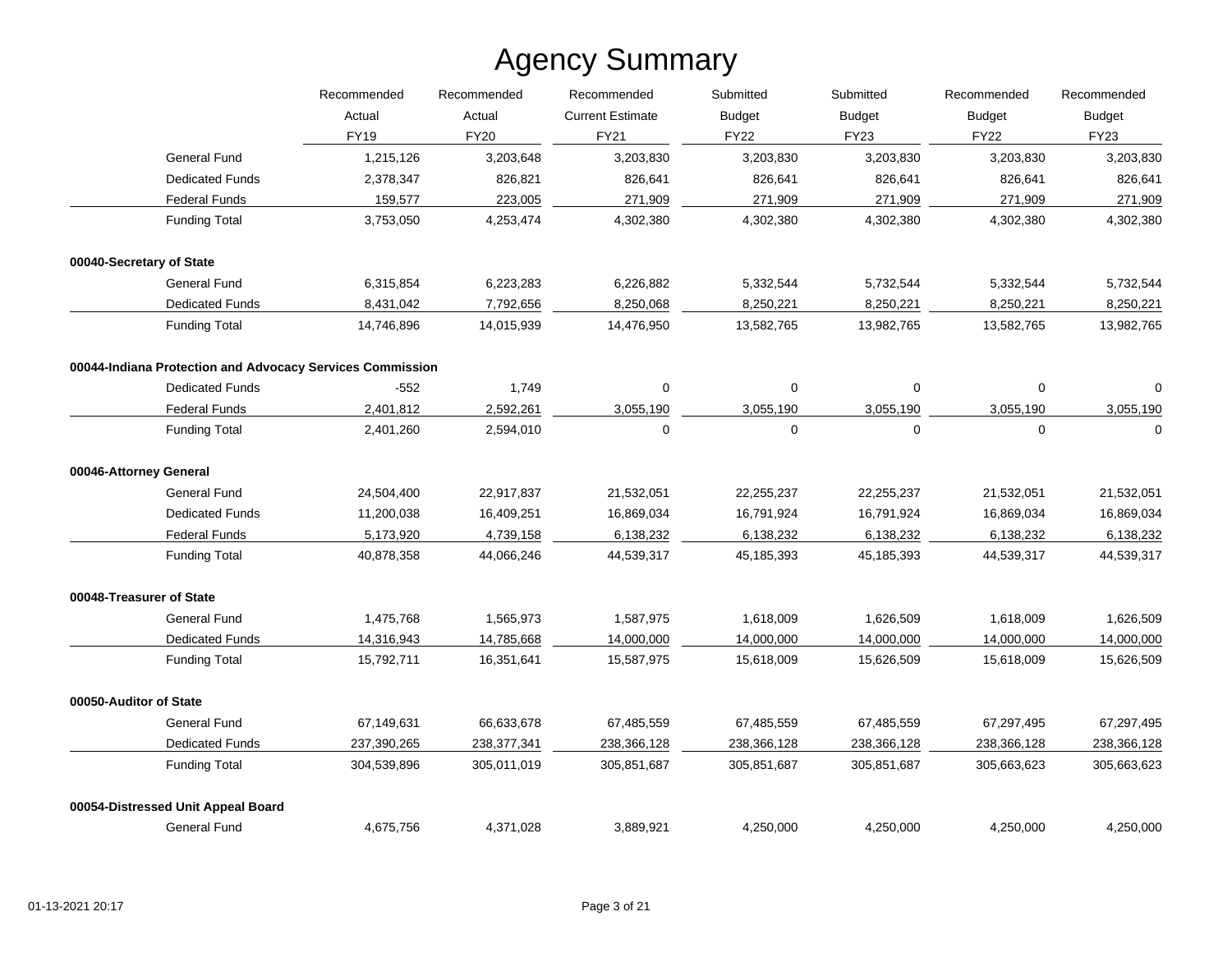# Agency Summary

| | Recommended Actual FY19 | Recommended Actual FY20 | Recommended Current Estimate FY21 | Submitted Budget FY22 | Submitted Budget FY23 | Recommended Budget FY22 | Recommended Budget FY23 |
|---|---|---|---|---|---|---|---|
| General Fund | 1,215,126 | 3,203,648 | 3,203,830 | 3,203,830 | 3,203,830 | 3,203,830 | 3,203,830 |
| Dedicated Funds | 2,378,347 | 826,821 | 826,641 | 826,641 | 826,641 | 826,641 | 826,641 |
| Federal Funds | 159,577 | 223,005 | 271,909 | 271,909 | 271,909 | 271,909 | 271,909 |
| Funding Total | 3,753,050 | 4,253,474 | 4,302,380 | 4,302,380 | 4,302,380 | 4,302,380 | 4,302,380 |
| **00040-Secretary of State** | | | | | | | |
| General Fund | 6,315,854 | 6,223,283 | 6,226,882 | 5,332,544 | 5,732,544 | 5,332,544 | 5,732,544 |
| Dedicated Funds | 8,431,042 | 7,792,656 | 8,250,068 | 8,250,221 | 8,250,221 | 8,250,221 | 8,250,221 |
| Funding Total | 14,746,896 | 14,015,939 | 14,476,950 | 13,582,765 | 13,982,765 | 13,582,765 | 13,982,765 |
| **00044-Indiana Protection and Advocacy Services Commission** | | | | | | | |
| Dedicated Funds | -552 | 1,749 | 0 | 0 | 0 | 0 | 0 |
| Federal Funds | 2,401,812 | 2,592,261 | 3,055,190 | 3,055,190 | 3,055,190 | 3,055,190 | 3,055,190 |
| Funding Total | 2,401,260 | 2,594,010 | 0 | 0 | 0 | 0 | 0 |
| **00046-Attorney General** | | | | | | | |
| General Fund | 24,504,400 | 22,917,837 | 21,532,051 | 22,255,237 | 22,255,237 | 21,532,051 | 21,532,051 |
| Dedicated Funds | 11,200,038 | 16,409,251 | 16,869,034 | 16,791,924 | 16,791,924 | 16,869,034 | 16,869,034 |
| Federal Funds | 5,173,920 | 4,739,158 | 6,138,232 | 6,138,232 | 6,138,232 | 6,138,232 | 6,138,232 |
| Funding Total | 40,878,358 | 44,066,246 | 44,539,317 | 45,185,393 | 45,185,393 | 44,539,317 | 44,539,317 |
| **00048-Treasurer of State** | | | | | | | |
| General Fund | 1,475,768 | 1,565,973 | 1,587,975 | 1,618,009 | 1,626,509 | 1,618,009 | 1,626,509 |
| Dedicated Funds | 14,316,943 | 14,785,668 | 14,000,000 | 14,000,000 | 14,000,000 | 14,000,000 | 14,000,000 |
| Funding Total | 15,792,711 | 16,351,641 | 15,587,975 | 15,618,009 | 15,626,509 | 15,618,009 | 15,626,509 |
| **00050-Auditor of State** | | | | | | | |
| General Fund | 67,149,631 | 66,633,678 | 67,485,559 | 67,485,559 | 67,485,559 | 67,297,495 | 67,297,495 |
| Dedicated Funds | 237,390,265 | 238,377,341 | 238,366,128 | 238,366,128 | 238,366,128 | 238,366,128 | 238,366,128 |
| Funding Total | 304,539,896 | 305,011,019 | 305,851,687 | 305,851,687 | 305,851,687 | 305,663,623 | 305,663,623 |
| **00054-Distressed Unit Appeal Board** | | | | | | | |
| General Fund | 4,675,756 | 4,371,028 | 3,889,921 | 4,250,000 | 4,250,000 | 4,250,000 | 4,250,000 |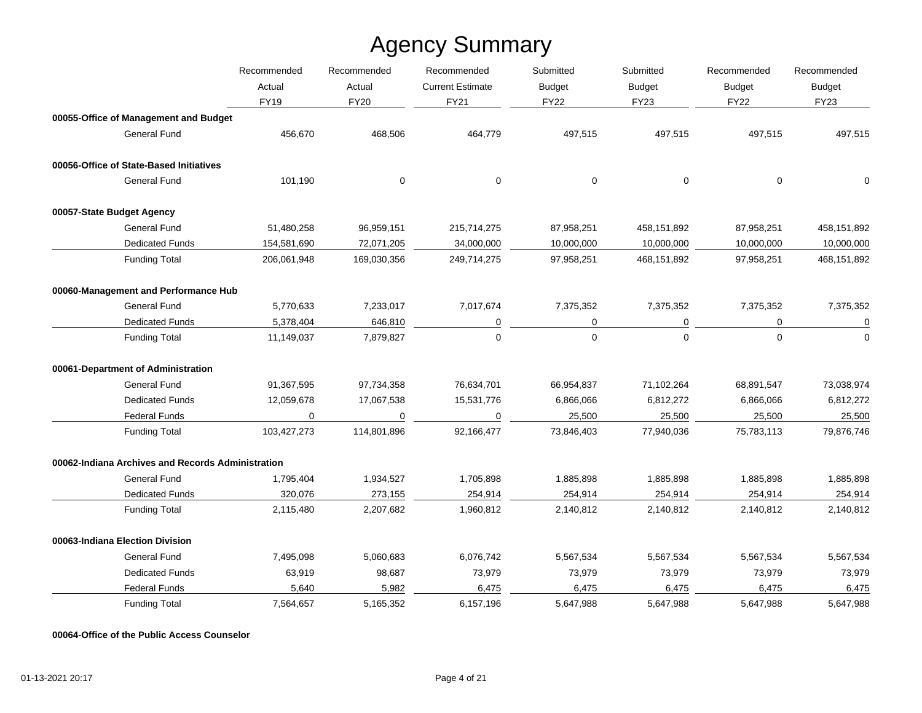# Agency Summary

| | Recommended Actual FY19 | Recommended Actual FY20 | Recommended Current Estimate FY21 | Submitted Budget FY22 | Submitted Budget FY23 | Recommended Budget FY22 | Recommended Budget FY23 |
|---|---|---|---|---|---|---|---|
| **00055-Office of Management and Budget** | | | | | | | |
| General Fund | 456,670 | 468,506 | 464,779 | 497,515 | 497,515 | 497,515 | 497,515 |
| **00056-Office of State-Based Initiatives** | | | | | | | |
| General Fund | 101,190 | 0 | 0 | 0 | 0 | 0 | 0 |
| **00057-State Budget Agency** | | | | | | | |
| General Fund | 51,480,258 | 96,959,151 | 215,714,275 | 87,958,251 | 458,151,892 | 87,958,251 | 458,151,892 |
| Dedicated Funds | 154,581,690 | 72,071,205 | 34,000,000 | 10,000,000 | 10,000,000 | 10,000,000 | 10,000,000 |
| Funding Total | 206,061,948 | 169,030,356 | 249,714,275 | 97,958,251 | 468,151,892 | 97,958,251 | 468,151,892 |
| **00060-Management and Performance Hub** | | | | | | | |
| General Fund | 5,770,633 | 7,233,017 | 7,017,674 | 7,375,352 | 7,375,352 | 7,375,352 | 7,375,352 |
| Dedicated Funds | 5,378,404 | 646,810 | 0 | 0 | 0 | 0 | 0 |
| Funding Total | 11,149,037 | 7,879,827 | 0 | 0 | 0 | 0 | 0 |
| **00061-Department of Administration** | | | | | | | |
| General Fund | 91,367,595 | 97,734,358 | 76,634,701 | 66,954,837 | 71,102,264 | 68,891,547 | 73,038,974 |
| Dedicated Funds | 12,059,678 | 17,067,538 | 15,531,776 | 6,866,066 | 6,812,272 | 6,866,066 | 6,812,272 |
| Federal Funds | 0 | 0 | 0 | 25,500 | 25,500 | 25,500 | 25,500 |
| Funding Total | 103,427,273 | 114,801,896 | 92,166,477 | 73,846,403 | 77,940,036 | 75,783,113 | 79,876,746 |
| **00062-Indiana Archives and Records Administration** | | | | | | | |
| General Fund | 1,795,404 | 1,934,527 | 1,705,898 | 1,885,898 | 1,885,898 | 1,885,898 | 1,885,898 |
| Dedicated Funds | 320,076 | 273,155 | 254,914 | 254,914 | 254,914 | 254,914 | 254,914 |
| Funding Total | 2,115,480 | 2,207,682 | 1,960,812 | 2,140,812 | 2,140,812 | 2,140,812 | 2,140,812 |
| **00063-Indiana Election Division** | | | | | | | |
| General Fund | 7,495,098 | 5,060,683 | 6,076,742 | 5,567,534 | 5,567,534 | 5,567,534 | 5,567,534 |
| Dedicated Funds | 63,919 | 98,687 | 73,979 | 73,979 | 73,979 | 73,979 | 73,979 |
| Federal Funds | 5,640 | 5,982 | 6,475 | 6,475 | 6,475 | 6,475 | 6,475 |
| Funding Total | 7,564,657 | 5,165,352 | 6,157,196 | 5,647,988 | 5,647,988 | 5,647,988 | 5,647,988 |
| **00064-Office of the Public Access Counselor** | | | | | | | |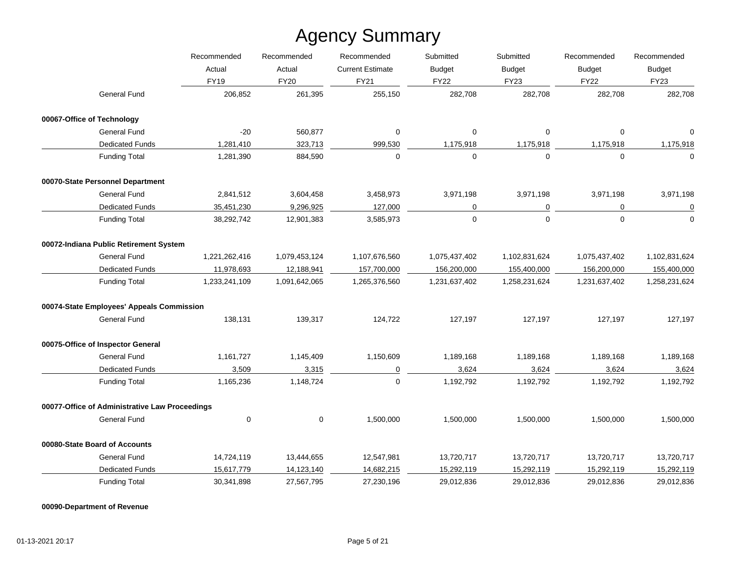# Agency Summary

| | Recommended Actual FY19 | Recommended Actual FY20 | Recommended Current Estimate FY21 | Submitted Budget FY22 | Submitted Budget FY23 | Recommended Budget FY22 | Recommended Budget FY23 |
|---|---|---|---|---|---|---|---|
| General Fund | 206,852 | 261,395 | 255,150 | 282,708 | 282,708 | 282,708 | 282,708 |
| **00067-Office of Technology** | | | | | | | |
| General Fund | -20 | 560,877 | 0 | 0 | 0 | 0 | 0 |
| Dedicated Funds | 1,281,410 | 323,713 | 999,530 | 1,175,918 | 1,175,918 | 1,175,918 | 1,175,918 |
| Funding Total | 1,281,390 | 884,590 | 0 | 0 | 0 | 0 | 0 |
| **00070-State Personnel Department** | | | | | | | |
| General Fund | 2,841,512 | 3,604,458 | 3,458,973 | 3,971,198 | 3,971,198 | 3,971,198 | 3,971,198 |
| Dedicated Funds | 35,451,230 | 9,296,925 | 127,000 | 0 | 0 | 0 | 0 |
| Funding Total | 38,292,742 | 12,901,383 | 3,585,973 | 0 | 0 | 0 | 0 |
| **00072-Indiana Public Retirement System** | | | | | | | |
| General Fund | 1,221,262,416 | 1,079,453,124 | 1,107,676,560 | 1,075,437,402 | 1,102,831,624 | 1,075,437,402 | 1,102,831,624 |
| Dedicated Funds | 11,978,693 | 12,188,941 | 157,700,000 | 156,200,000 | 155,400,000 | 156,200,000 | 155,400,000 |
| Funding Total | 1,233,241,109 | 1,091,642,065 | 1,265,376,560 | 1,231,637,402 | 1,258,231,624 | 1,231,637,402 | 1,258,231,624 |
| **00074-State Employees' Appeals Commission** | | | | | | | |
| General Fund | 138,131 | 139,317 | 124,722 | 127,197 | 127,197 | 127,197 | 127,197 |
| **00075-Office of Inspector General** | | | | | | | |
| General Fund | 1,161,727 | 1,145,409 | 1,150,609 | 1,189,168 | 1,189,168 | 1,189,168 | 1,189,168 |
| Dedicated Funds | 3,509 | 3,315 | 0 | 3,624 | 3,624 | 3,624 | 3,624 |
| Funding Total | 1,165,236 | 1,148,724 | 0 | 1,192,792 | 1,192,792 | 1,192,792 | 1,192,792 |
| **00077-Office of Administrative Law Proceedings** | | | | | | | |
| General Fund | 0 | 0 | 1,500,000 | 1,500,000 | 1,500,000 | 1,500,000 | 1,500,000 |
| **00080-State Board of Accounts** | | | | | | | |
| General Fund | 14,724,119 | 13,444,655 | 12,547,981 | 13,720,717 | 13,720,717 | 13,720,717 | 13,720,717 |
| Dedicated Funds | 15,617,779 | 14,123,140 | 14,682,215 | 15,292,119 | 15,292,119 | 15,292,119 | 15,292,119 |
| Funding Total | 30,341,898 | 27,567,795 | 27,230,196 | 29,012,836 | 29,012,836 | 29,012,836 | 29,012,836 |
| **00090-Department of Revenue** | | | | | | | |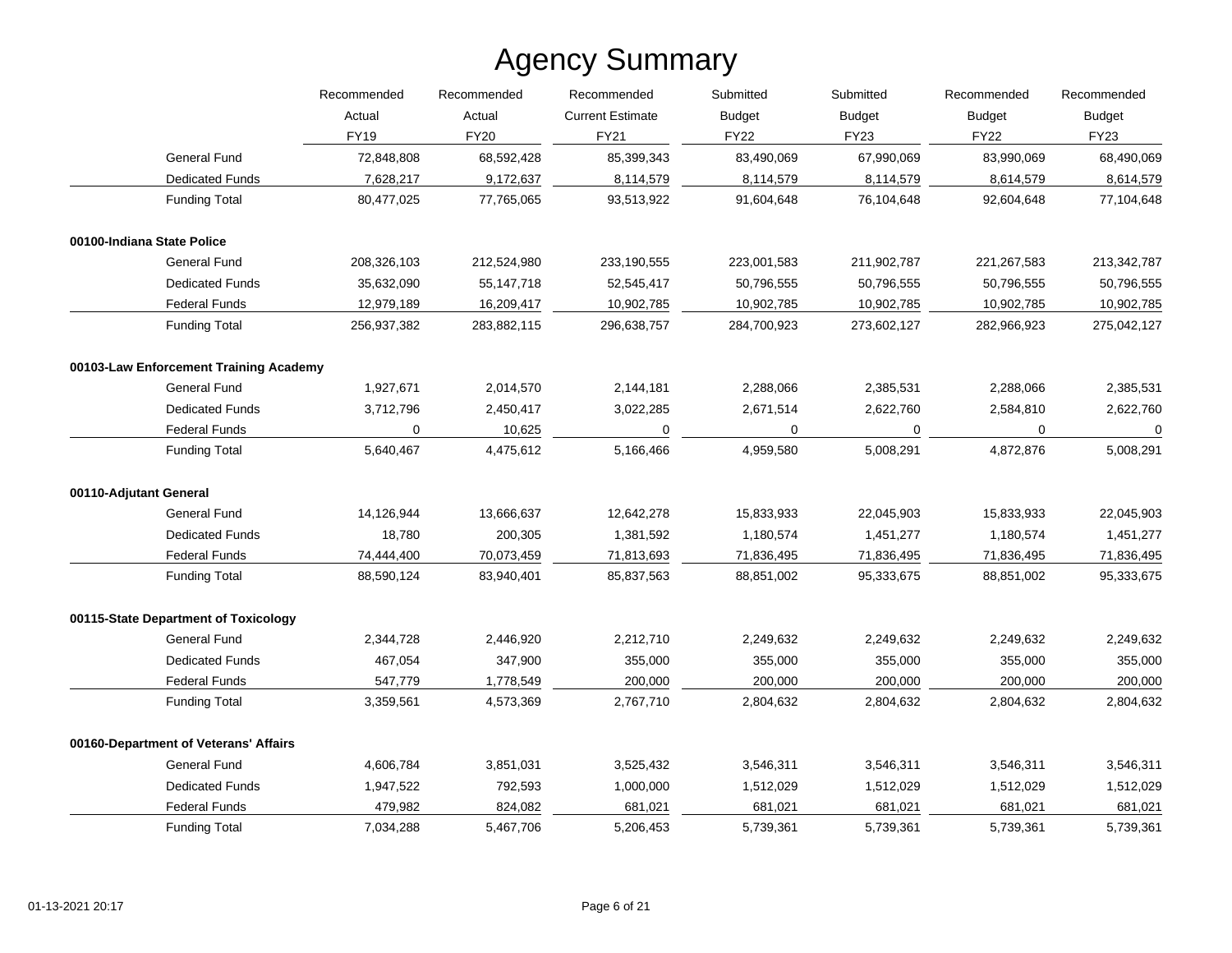# Agency Summary

| | Recommended Actual FY19 | Recommended Actual FY20 | Recommended Current Estimate FY21 | Submitted Budget FY22 | Submitted Budget FY23 | Recommended Budget FY22 | Recommended Budget FY23 |
|---|---|---|---|---|---|---|---|
| General Fund | 72,848,808 | 68,592,428 | 85,399,343 | 83,490,069 | 67,990,069 | 83,990,069 | 68,490,069 |
| Dedicated Funds | 7,628,217 | 9,172,637 | 8,114,579 | 8,114,579 | 8,114,579 | 8,614,579 | 8,614,579 |
| Funding Total | 80,477,025 | 77,765,065 | 93,513,922 | 91,604,648 | 76,104,648 | 92,604,648 | 77,104,648 |
| **00100-Indiana State Police** | | | | | | | |
| General Fund | 208,326,103 | 212,524,980 | 233,190,555 | 223,001,583 | 211,902,787 | 221,267,583 | 213,342,787 |
| Dedicated Funds | 35,632,090 | 55,147,718 | 52,545,417 | 50,796,555 | 50,796,555 | 50,796,555 | 50,796,555 |
| Federal Funds | 12,979,189 | 16,209,417 | 10,902,785 | 10,902,785 | 10,902,785 | 10,902,785 | 10,902,785 |
| Funding Total | 256,937,382 | 283,882,115 | 296,638,757 | 284,700,923 | 273,602,127 | 282,966,923 | 275,042,127 |
| **00103-Law Enforcement Training Academy** | | | | | | | |
| General Fund | 1,927,671 | 2,014,570 | 2,144,181 | 2,288,066 | 2,385,531 | 2,288,066 | 2,385,531 |
| Dedicated Funds | 3,712,796 | 2,450,417 | 3,022,285 | 2,671,514 | 2,622,760 | 2,584,810 | 2,622,760 |
| Federal Funds | 0 | 10,625 | 0 | 0 | 0 | 0 | 0 |
| Funding Total | 5,640,467 | 4,475,612 | 5,166,466 | 4,959,580 | 5,008,291 | 4,872,876 | 5,008,291 |
| **00110-Adjutant General** | | | | | | | |
| General Fund | 14,126,944 | 13,666,637 | 12,642,278 | 15,833,933 | 22,045,903 | 15,833,933 | 22,045,903 |
| Dedicated Funds | 18,780 | 200,305 | 1,381,592 | 1,180,574 | 1,451,277 | 1,180,574 | 1,451,277 |
| Federal Funds | 74,444,400 | 70,073,459 | 71,813,693 | 71,836,495 | 71,836,495 | 71,836,495 | 71,836,495 |
| Funding Total | 88,590,124 | 83,940,401 | 85,837,563 | 88,851,002 | 95,333,675 | 88,851,002 | 95,333,675 |
| **00115-State Department of Toxicology** | | | | | | | |
| General Fund | 2,344,728 | 2,446,920 | 2,212,710 | 2,249,632 | 2,249,632 | 2,249,632 | 2,249,632 |
| Dedicated Funds | 467,054 | 347,900 | 355,000 | 355,000 | 355,000 | 355,000 | 355,000 |
| Federal Funds | 547,779 | 1,778,549 | 200,000 | 200,000 | 200,000 | 200,000 | 200,000 |
| Funding Total | 3,359,561 | 4,573,369 | 2,767,710 | 2,804,632 | 2,804,632 | 2,804,632 | 2,804,632 |
| **00160-Department of Veterans' Affairs** | | | | | | | |
| General Fund | 4,606,784 | 3,851,031 | 3,525,432 | 3,546,311 | 3,546,311 | 3,546,311 | 3,546,311 |
| Dedicated Funds | 1,947,522 | 792,593 | 1,000,000 | 1,512,029 | 1,512,029 | 1,512,029 | 1,512,029 |
| Federal Funds | 479,982 | 824,082 | 681,021 | 681,021 | 681,021 | 681,021 | 681,021 |
| Funding Total | 7,034,288 | 5,467,706 | 5,206,453 | 5,739,361 | 5,739,361 | 5,739,361 | 5,739,361 |

01-13-2021 20:17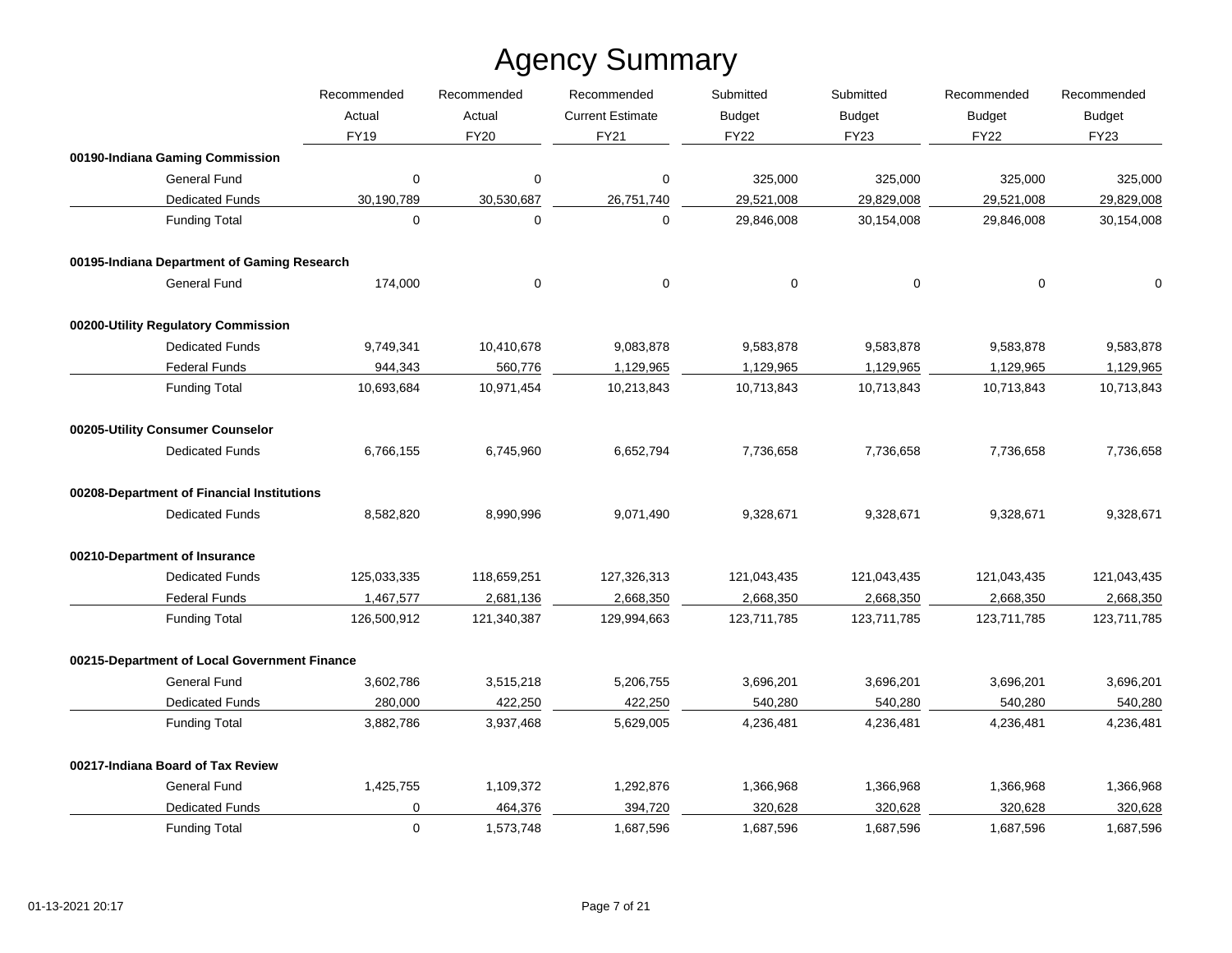# Agency Summary

| | Recommended Actual FY19 | Recommended Actual FY20 | Recommended Current Estimate FY21 | Submitted Budget FY22 | Submitted Budget FY23 | Recommended Budget FY22 | Recommended Budget FY23 |
|---|---|---|---|---|---|---|---|
| **00190-Indiana Gaming Commission** | | | | | | | |
| General Fund | 0 | 0 | 0 | 325,000 | 325,000 | 325,000 | 325,000 |
| Dedicated Funds | 30,190,789 | 30,530,687 | 26,751,740 | 29,521,008 | 29,829,008 | 29,521,008 | 29,829,008 |
| Funding Total | 0 | 0 | 0 | 29,846,008 | 30,154,008 | 29,846,008 | 30,154,008 |
| **00195-Indiana Department of Gaming Research** | | | | | | | |
| General Fund | 174,000 | 0 | 0 | 0 | 0 | 0 | 0 |
| **00200-Utility Regulatory Commission** | | | | | | | |
| Dedicated Funds | 9,749,341 | 10,410,678 | 9,083,878 | 9,583,878 | 9,583,878 | 9,583,878 | 9,583,878 |
| Federal Funds | 944,343 | 560,776 | 1,129,965 | 1,129,965 | 1,129,965 | 1,129,965 | 1,129,965 |
| Funding Total | 10,693,684 | 10,971,454 | 10,213,843 | 10,713,843 | 10,713,843 | 10,713,843 | 10,713,843 |
| **00205-Utility Consumer Counselor** | | | | | | | |
| Dedicated Funds | 6,766,155 | 6,745,960 | 6,652,794 | 7,736,658 | 7,736,658 | 7,736,658 | 7,736,658 |
| **00208-Department of Financial Institutions** | | | | | | | |
| Dedicated Funds | 8,582,820 | 8,990,996 | 9,071,490 | 9,328,671 | 9,328,671 | 9,328,671 | 9,328,671 |
| **00210-Department of Insurance** | | | | | | | |
| Dedicated Funds | 125,033,335 | 118,659,251 | 127,326,313 | 121,043,435 | 121,043,435 | 121,043,435 | 121,043,435 |
| Federal Funds | 1,467,577 | 2,681,136 | 2,668,350 | 2,668,350 | 2,668,350 | 2,668,350 | 2,668,350 |
| Funding Total | 126,500,912 | 121,340,387 | 129,994,663 | 123,711,785 | 123,711,785 | 123,711,785 | 123,711,785 |
| **00215-Department of Local Government Finance** | | | | | | | |
| General Fund | 3,602,786 | 3,515,218 | 5,206,755 | 3,696,201 | 3,696,201 | 3,696,201 | 3,696,201 |
| Dedicated Funds | 280,000 | 422,250 | 422,250 | 540,280 | 540,280 | 540,280 | 540,280 |
| Funding Total | 3,882,786 | 3,937,468 | 5,629,005 | 4,236,481 | 4,236,481 | 4,236,481 | 4,236,481 |
| **00217-Indiana Board of Tax Review** | | | | | | | |
| General Fund | 1,425,755 | 1,109,372 | 1,292,876 | 1,366,968 | 1,366,968 | 1,366,968 | 1,366,968 |
| Dedicated Funds | 0 | 464,376 | 394,720 | 320,628 | 320,628 | 320,628 | 320,628 |
| Funding Total | 0 | 1,573,748 | 1,687,596 | 1,687,596 | 1,687,596 | 1,687,596 | 1,687,596 |

01-13-2021 20:17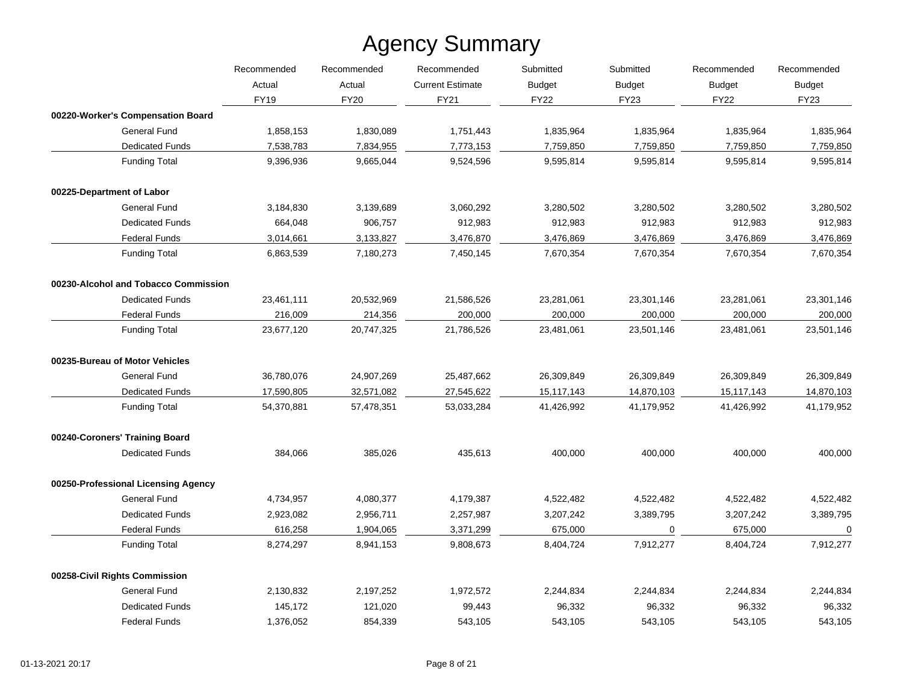# Agency Summary

| | Recommended Actual FY19 | Recommended Actual FY20 | Recommended Current Estimate FY21 | Submitted Budget FY22 | Submitted Budget FY23 | Recommended Budget FY22 | Recommended Budget FY23 |
|---|---|---|---|---|---|---|---|
| **00220-Worker's Compensation Board** | | | | | | | |
| General Fund | 1,858,153 | 1,830,089 | 1,751,443 | 1,835,964 | 1,835,964 | 1,835,964 | 1,835,964 |
| Dedicated Funds | 7,538,783 | 7,834,955 | 7,773,153 | 7,759,850 | 7,759,850 | 7,759,850 | 7,759,850 |
| Funding Total | 9,396,936 | 9,665,044 | 9,524,596 | 9,595,814 | 9,595,814 | 9,595,814 | 9,595,814 |
| **00225-Department of Labor** | | | | | | | |
| General Fund | 3,184,830 | 3,139,689 | 3,060,292 | 3,280,502 | 3,280,502 | 3,280,502 | 3,280,502 |
| Dedicated Funds | 664,048 | 906,757 | 912,983 | 912,983 | 912,983 | 912,983 | 912,983 |
| Federal Funds | 3,014,661 | 3,133,827 | 3,476,870 | 3,476,869 | 3,476,869 | 3,476,869 | 3,476,869 |
| Funding Total | 6,863,539 | 7,180,273 | 7,450,145 | 7,670,354 | 7,670,354 | 7,670,354 | 7,670,354 |
| **00230-Alcohol and Tobacco Commission** | | | | | | | |
| Dedicated Funds | 23,461,111 | 20,532,969 | 21,586,526 | 23,281,061 | 23,301,146 | 23,281,061 | 23,301,146 |
| Federal Funds | 216,009 | 214,356 | 200,000 | 200,000 | 200,000 | 200,000 | 200,000 |
| Funding Total | 23,677,120 | 20,747,325 | 21,786,526 | 23,481,061 | 23,501,146 | 23,481,061 | 23,501,146 |
| **00235-Bureau of Motor Vehicles** | | | | | | | |
| General Fund | 36,780,076 | 24,907,269 | 25,487,662 | 26,309,849 | 26,309,849 | 26,309,849 | 26,309,849 |
| Dedicated Funds | 17,590,805 | 32,571,082 | 27,545,622 | 15,117,143 | 14,870,103 | 15,117,143 | 14,870,103 |
| Funding Total | 54,370,881 | 57,478,351 | 53,033,284 | 41,426,992 | 41,179,952 | 41,426,992 | 41,179,952 |
| **00240-Coroners' Training Board** | | | | | | | |
| Dedicated Funds | 384,066 | 385,026 | 435,613 | 400,000 | 400,000 | 400,000 | 400,000 |
| **00250-Professional Licensing Agency** | | | | | | | |
| General Fund | 4,734,957 | 4,080,377 | 4,179,387 | 4,522,482 | 4,522,482 | 4,522,482 | 4,522,482 |
| Dedicated Funds | 2,923,082 | 2,956,711 | 2,257,987 | 3,207,242 | 3,389,795 | 3,207,242 | 3,389,795 |
| Federal Funds | 616,258 | 1,904,065 | 3,371,299 | 675,000 | 0 | 675,000 | 0 |
| Funding Total | 8,274,297 | 8,941,153 | 9,808,673 | 8,404,724 | 7,912,277 | 8,404,724 | 7,912,277 |
| **00258-Civil Rights Commission** | | | | | | | |
| General Fund | 2,130,832 | 2,197,252 | 1,972,572 | 2,244,834 | 2,244,834 | 2,244,834 | 2,244,834 |
| Dedicated Funds | 145,172 | 121,020 | 99,443 | 96,332 | 96,332 | 96,332 | 96,332 |
| Federal Funds | 1,376,052 | 854,339 | 543,105 | 543,105 | 543,105 | 543,105 | 543,105 |

01-13-2021 20:17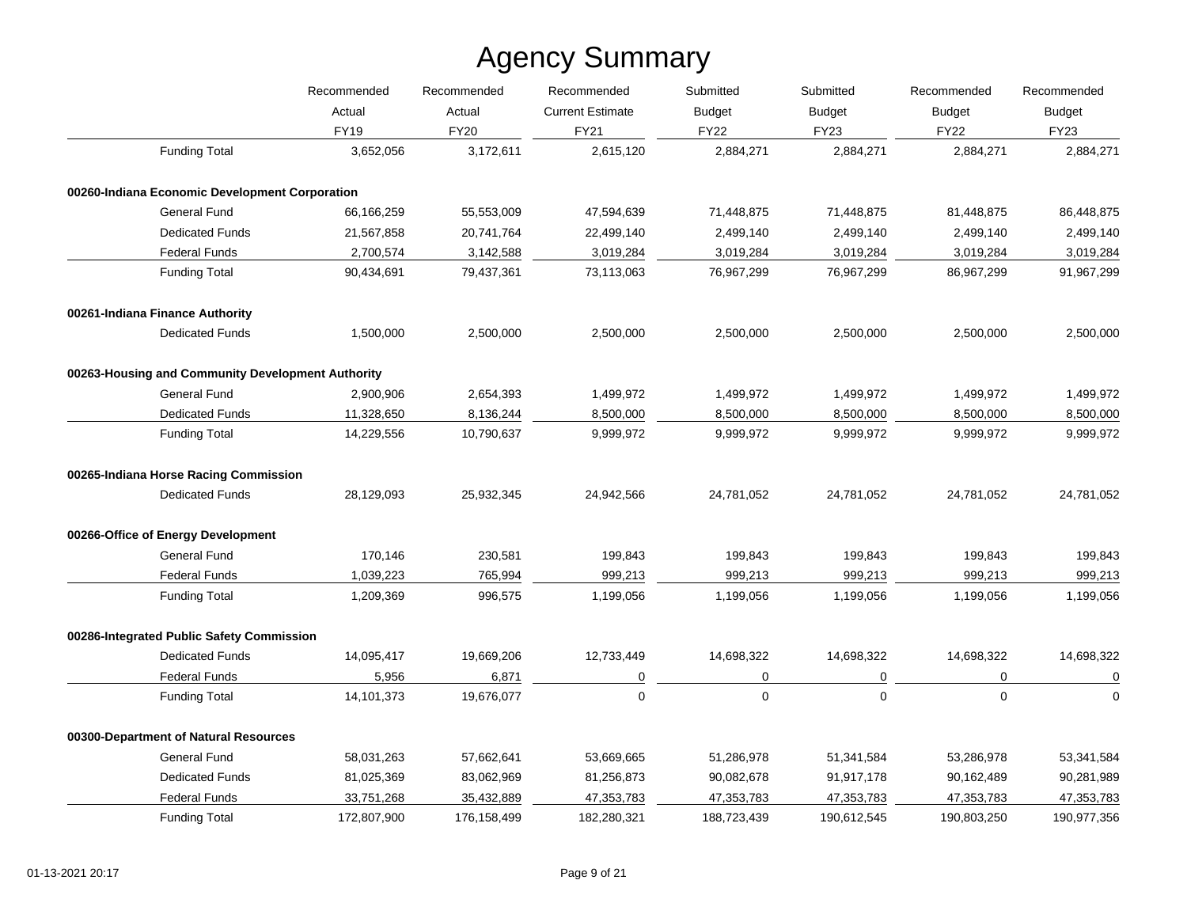# Agency Summary

| | Recommended Actual FY19 | Recommended Actual FY20 | Recommended Current Estimate FY21 | Submitted Budget FY22 | Submitted Budget FY23 | Recommended Budget FY22 | Recommended Budget FY23 |
|---|---|---|---|---|---|---|---|
| Funding Total | 3,652,056 | 3,172,611 | 2,615,120 | 2,884,271 | 2,884,271 | 2,884,271 | 2,884,271 |
| **00260-Indiana Economic Development Corporation** | | | | | | | |
| General Fund | 66,166,259 | 55,553,009 | 47,594,639 | 71,448,875 | 71,448,875 | 81,448,875 | 86,448,875 |
| Dedicated Funds | 21,567,858 | 20,741,764 | 22,499,140 | 2,499,140 | 2,499,140 | 2,499,140 | 2,499,140 |
| Federal Funds | 2,700,574 | 3,142,588 | 3,019,284 | 3,019,284 | 3,019,284 | 3,019,284 | 3,019,284 |
| Funding Total | 90,434,691 | 79,437,361 | 73,113,063 | 76,967,299 | 76,967,299 | 86,967,299 | 91,967,299 |
| **00261-Indiana Finance Authority** | | | | | | | |
| Dedicated Funds | 1,500,000 | 2,500,000 | 2,500,000 | 2,500,000 | 2,500,000 | 2,500,000 | 2,500,000 |
| **00263-Housing and Community Development Authority** | | | | | | | |
| General Fund | 2,900,906 | 2,654,393 | 1,499,972 | 1,499,972 | 1,499,972 | 1,499,972 | 1,499,972 |
| Dedicated Funds | 11,328,650 | 8,136,244 | 8,500,000 | 8,500,000 | 8,500,000 | 8,500,000 | 8,500,000 |
| Funding Total | 14,229,556 | 10,790,637 | 9,999,972 | 9,999,972 | 9,999,972 | 9,999,972 | 9,999,972 |
| **00265-Indiana Horse Racing Commission** | | | | | | | |
| Dedicated Funds | 28,129,093 | 25,932,345 | 24,942,566 | 24,781,052 | 24,781,052 | 24,781,052 | 24,781,052 |
| **00266-Office of Energy Development** | | | | | | | |
| General Fund | 170,146 | 230,581 | 199,843 | 199,843 | 199,843 | 199,843 | 199,843 |
| Federal Funds | 1,039,223 | 765,994 | 999,213 | 999,213 | 999,213 | 999,213 | 999,213 |
| Funding Total | 1,209,369 | 996,575 | 1,199,056 | 1,199,056 | 1,199,056 | 1,199,056 | 1,199,056 |
| **00286-Integrated Public Safety Commission** | | | | | | | |
| Dedicated Funds | 14,095,417 | 19,669,206 | 12,733,449 | 14,698,322 | 14,698,322 | 14,698,322 | 14,698,322 |
| Federal Funds | 5,956 | 6,871 | 0 | 0 | 0 | 0 | 0 |
| Funding Total | 14,101,373 | 19,676,077 | 0 | 0 | 0 | 0 | 0 |
| **00300-Department of Natural Resources** | | | | | | | |
| General Fund | 58,031,263 | 57,662,641 | 53,669,665 | 51,286,978 | 51,341,584 | 53,286,978 | 53,341,584 |
| Dedicated Funds | 81,025,369 | 83,062,969 | 81,256,873 | 90,082,678 | 91,917,178 | 90,162,489 | 90,281,989 |
| Federal Funds | 33,751,268 | 35,432,889 | 47,353,783 | 47,353,783 | 47,353,783 | 47,353,783 | 47,353,783 |
| Funding Total | 172,807,900 | 176,158,499 | 182,280,321 | 188,723,439 | 190,612,545 | 190,803,250 | 190,977,356 |

01-13-2021 20:17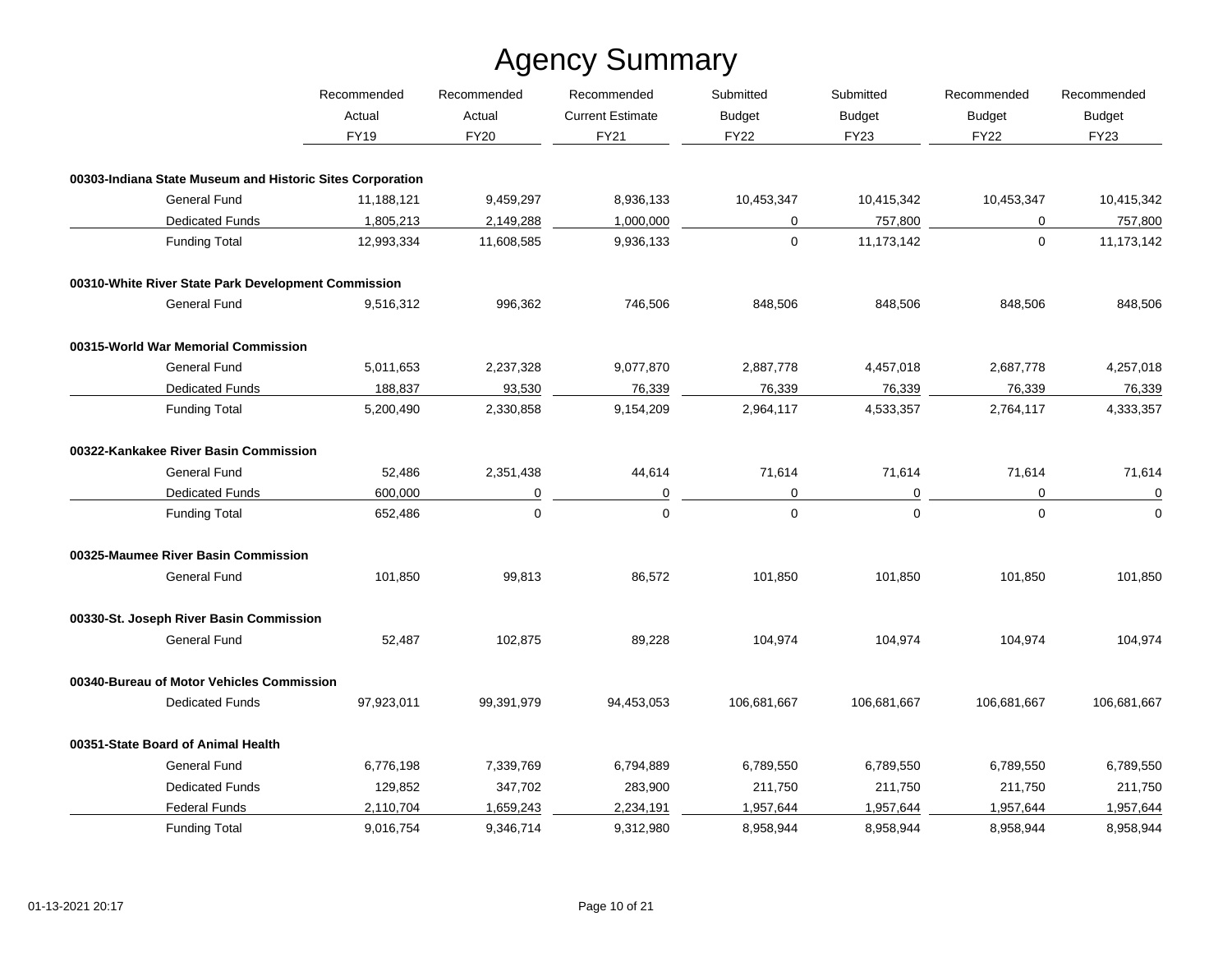# Agency Summary

| | Recommended Actual FY19 | Recommended Actual FY20 | Recommended Current Estimate FY21 | Submitted Budget FY22 | Submitted Budget FY23 | Recommended Budget FY22 | Recommended Budget FY23 |
|---|---|---|---|---|---|---|---|
| **00303-Indiana State Museum and Historic Sites Corporation** | | | | | | | |
| General Fund | 11,188,121 | 9,459,297 | 8,936,133 | 10,453,347 | 10,415,342 | 10,453,347 | 10,415,342 |
| Dedicated Funds | 1,805,213 | 2,149,288 | 1,000,000 | 0 | 757,800 | 0 | 757,800 |
| Funding Total | 12,993,334 | 11,608,585 | 9,936,133 | 0 | 11,173,142 | 0 | 11,173,142 |
| **00310-White River State Park Development Commission** | | | | | | | |
| General Fund | 9,516,312 | 996,362 | 746,506 | 848,506 | 848,506 | 848,506 | 848,506 |
| **00315-World War Memorial Commission** | | | | | | | |
| General Fund | 5,011,653 | 2,237,328 | 9,077,870 | 2,887,778 | 4,457,018 | 2,687,778 | 4,257,018 |
| Dedicated Funds | 188,837 | 93,530 | 76,339 | 76,339 | 76,339 | 76,339 | 76,339 |
| Funding Total | 5,200,490 | 2,330,858 | 9,154,209 | 2,964,117 | 4,533,357 | 2,764,117 | 4,333,357 |
| **00322-Kankakee River Basin Commission** | | | | | | | |
| General Fund | 52,486 | 2,351,438 | 44,614 | 71,614 | 71,614 | 71,614 | 71,614 |
| Dedicated Funds | 600,000 | 0 | 0 | 0 | 0 | 0 | 0 |
| Funding Total | 652,486 | 0 | 0 | 0 | 0 | 0 | 0 |
| **00325-Maumee River Basin Commission** | | | | | | | |
| General Fund | 101,850 | 99,813 | 86,572 | 101,850 | 101,850 | 101,850 | 101,850 |
| **00330-St. Joseph River Basin Commission** | | | | | | | |
| General Fund | 52,487 | 102,875 | 89,228 | 104,974 | 104,974 | 104,974 | 104,974 |
| **00340-Bureau of Motor Vehicles Commission** | | | | | | | |
| Dedicated Funds | 97,923,011 | 99,391,979 | 94,453,053 | 106,681,667 | 106,681,667 | 106,681,667 | 106,681,667 |
| **00351-State Board of Animal Health** | | | | | | | |
| General Fund | 6,776,198 | 7,339,769 | 6,794,889 | 6,789,550 | 6,789,550 | 6,789,550 | 6,789,550 |
| Dedicated Funds | 129,852 | 347,702 | 283,900 | 211,750 | 211,750 | 211,750 | 211,750 |
| Federal Funds | 2,110,704 | 1,659,243 | 2,234,191 | 1,957,644 | 1,957,644 | 1,957,644 | 1,957,644 |
| Funding Total | 9,016,754 | 9,346,714 | 9,312,980 | 8,958,944 | 8,958,944 | 8,958,944 | 8,958,944 |

01-13-2021 20:17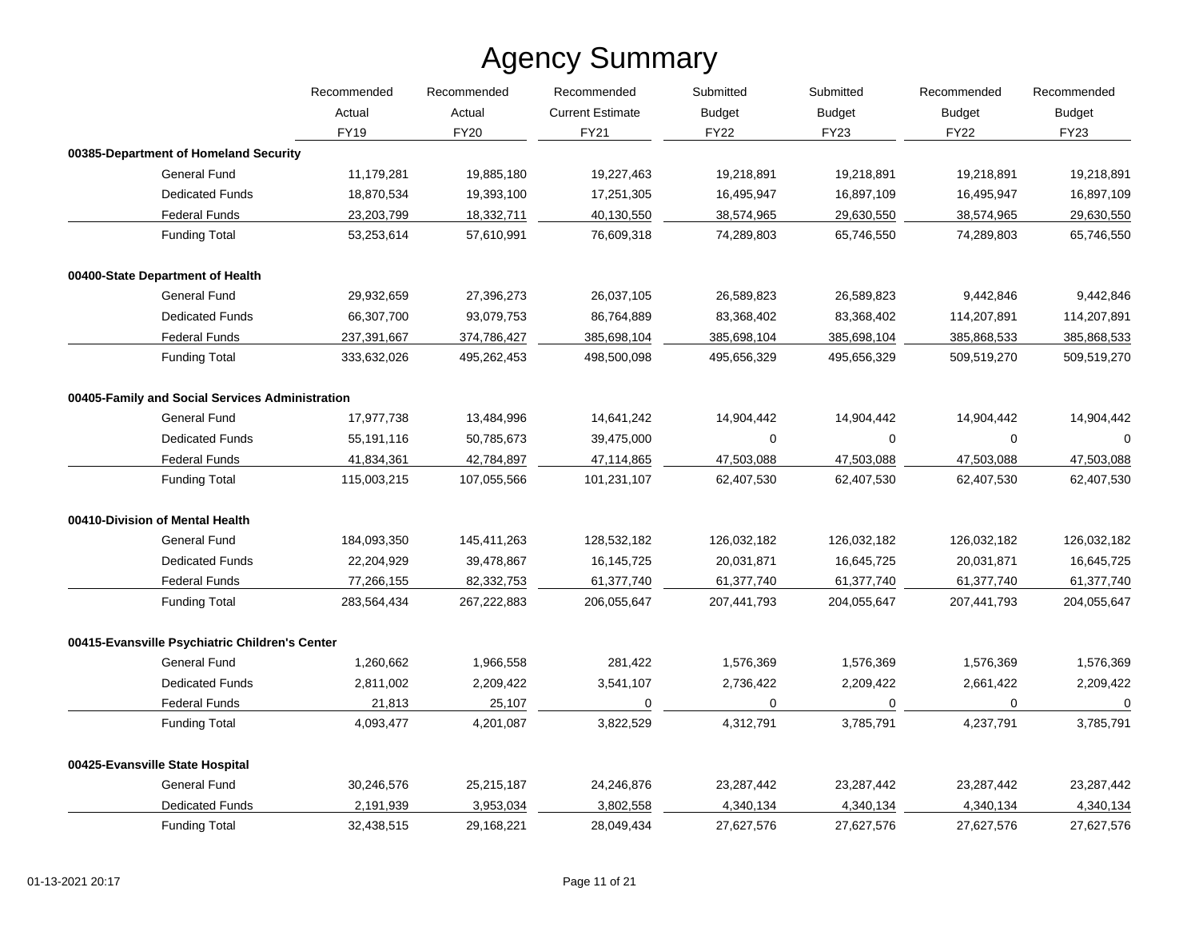# Agency Summary

| | Recommended Actual FY19 | Recommended Actual FY20 | Recommended Current Estimate FY21 | Submitted Budget FY22 | Submitted Budget FY23 | Recommended Budget FY22 | Recommended Budget FY23 |
|---|---|---|---|---|---|---|---|
| **00385-Department of Homeland Security** | | | | | | | |
| General Fund | 11,179,281 | 19,885,180 | 19,227,463 | 19,218,891 | 19,218,891 | 19,218,891 | 19,218,891 |
| Dedicated Funds | 18,870,534 | 19,393,100 | 17,251,305 | 16,495,947 | 16,897,109 | 16,495,947 | 16,897,109 |
| Federal Funds | 23,203,799 | 18,332,711 | 40,130,550 | 38,574,965 | 29,630,550 | 38,574,965 | 29,630,550 |
| Funding Total | 53,253,614 | 57,610,991 | 76,609,318 | 74,289,803 | 65,746,550 | 74,289,803 | 65,746,550 |
| **00400-State Department of Health** | | | | | | | |
| General Fund | 29,932,659 | 27,396,273 | 26,037,105 | 26,589,823 | 26,589,823 | 9,442,846 | 9,442,846 |
| Dedicated Funds | 66,307,700 | 93,079,753 | 86,764,889 | 83,368,402 | 83,368,402 | 114,207,891 | 114,207,891 |
| Federal Funds | 237,391,667 | 374,786,427 | 385,698,104 | 385,698,104 | 385,698,104 | 385,868,533 | 385,868,533 |
| Funding Total | 333,632,026 | 495,262,453 | 498,500,098 | 495,656,329 | 495,656,329 | 509,519,270 | 509,519,270 |
| **00405-Family and Social Services Administration** | | | | | | | |
| General Fund | 17,977,738 | 13,484,996 | 14,641,242 | 14,904,442 | 14,904,442 | 14,904,442 | 14,904,442 |
| Dedicated Funds | 55,191,116 | 50,785,673 | 39,475,000 | 0 | 0 | 0 | 0 |
| Federal Funds | 41,834,361 | 42,784,897 | 47,114,865 | 47,503,088 | 47,503,088 | 47,503,088 | 47,503,088 |
| Funding Total | 115,003,215 | 107,055,566 | 101,231,107 | 62,407,530 | 62,407,530 | 62,407,530 | 62,407,530 |
| **00410-Division of Mental Health** | | | | | | | |
| General Fund | 184,093,350 | 145,411,263 | 128,532,182 | 126,032,182 | 126,032,182 | 126,032,182 | 126,032,182 |
| Dedicated Funds | 22,204,929 | 39,478,867 | 16,145,725 | 20,031,871 | 16,645,725 | 20,031,871 | 16,645,725 |
| Federal Funds | 77,266,155 | 82,332,753 | 61,377,740 | 61,377,740 | 61,377,740 | 61,377,740 | 61,377,740 |
| Funding Total | 283,564,434 | 267,222,883 | 206,055,647 | 207,441,793 | 204,055,647 | 207,441,793 | 204,055,647 |
| **00415-Evansville Psychiatric Children's Center** | | | | | | | |
| General Fund | 1,260,662 | 1,966,558 | 281,422 | 1,576,369 | 1,576,369 | 1,576,369 | 1,576,369 |
| Dedicated Funds | 2,811,002 | 2,209,422 | 3,541,107 | 2,736,422 | 2,209,422 | 2,661,422 | 2,209,422 |
| Federal Funds | 21,813 | 25,107 | 0 | 0 | 0 | 0 | 0 |
| Funding Total | 4,093,477 | 4,201,087 | 3,822,529 | 4,312,791 | 3,785,791 | 4,237,791 | 3,785,791 |
| **00425-Evansville State Hospital** | | | | | | | |
| General Fund | 30,246,576 | 25,215,187 | 24,246,876 | 23,287,442 | 23,287,442 | 23,287,442 | 23,287,442 |
| Dedicated Funds | 2,191,939 | 3,953,034 | 3,802,558 | 4,340,134 | 4,340,134 | 4,340,134 | 4,340,134 |
| Funding Total | 32,438,515 | 29,168,221 | 28,049,434 | 27,627,576 | 27,627,576 | 27,627,576 | 27,627,576 |

01-13-2021 20:17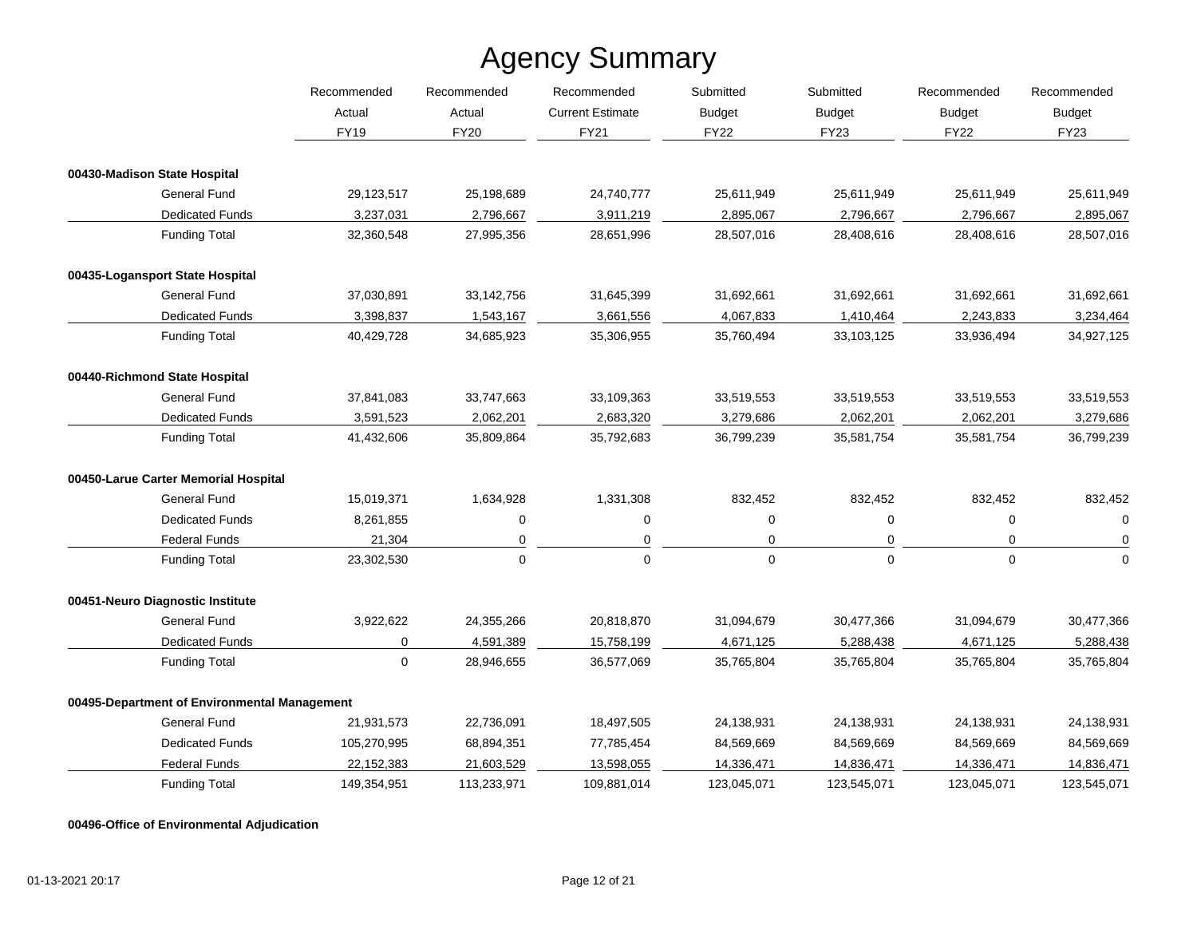# Agency Summary

| | Recommended Actual FY19 | Recommended Actual FY20 | Recommended Current Estimate FY21 | Submitted Budget FY22 | Submitted Budget FY23 | Recommended Budget FY22 | Recommended Budget FY23 |
|---|---|---|---|---|---|---|---|
| **00430-Madison State Hospital** | | | | | | | |
| General Fund | 29,123,517 | 25,198,689 | 24,740,777 | 25,611,949 | 25,611,949 | 25,611,949 | 25,611,949 |
| Dedicated Funds | 3,237,031 | 2,796,667 | 3,911,219 | 2,895,067 | 2,796,667 | 2,796,667 | 2,895,067 |
| Funding Total | 32,360,548 | 27,995,356 | 28,651,996 | 28,507,016 | 28,408,616 | 28,408,616 | 28,507,016 |
| **00435-Logansport State Hospital** | | | | | | | |
| General Fund | 37,030,891 | 33,142,756 | 31,645,399 | 31,692,661 | 31,692,661 | 31,692,661 | 31,692,661 |
| Dedicated Funds | 3,398,837 | 1,543,167 | 3,661,556 | 4,067,833 | 1,410,464 | 2,243,833 | 3,234,464 |
| Funding Total | 40,429,728 | 34,685,923 | 35,306,955 | 35,760,494 | 33,103,125 | 33,936,494 | 34,927,125 |
| **00440-Richmond State Hospital** | | | | | | | |
| General Fund | 37,841,083 | 33,747,663 | 33,109,363 | 33,519,553 | 33,519,553 | 33,519,553 | 33,519,553 |
| Dedicated Funds | 3,591,523 | 2,062,201 | 2,683,320 | 3,279,686 | 2,062,201 | 2,062,201 | 3,279,686 |
| Funding Total | 41,432,606 | 35,809,864 | 35,792,683 | 36,799,239 | 35,581,754 | 35,581,754 | 36,799,239 |
| **00450-Larue Carter Memorial Hospital** | | | | | | | |
| General Fund | 15,019,371 | 1,634,928 | 1,331,308 | 832,452 | 832,452 | 832,452 | 832,452 |
| Dedicated Funds | 8,261,855 | 0 | 0 | 0 | 0 | 0 | 0 |
| Federal Funds | 21,304 | 0 | 0 | 0 | 0 | 0 | 0 |
| Funding Total | 23,302,530 | 0 | 0 | 0 | 0 | 0 | 0 |
| **00451-Neuro Diagnostic Institute** | | | | | | | |
| General Fund | 3,922,622 | 24,355,266 | 20,818,870 | 31,094,679 | 30,477,366 | 31,094,679 | 30,477,366 |
| Dedicated Funds | 0 | 4,591,389 | 15,758,199 | 4,671,125 | 5,288,438 | 4,671,125 | 5,288,438 |
| Funding Total | 0 | 28,946,655 | 36,577,069 | 35,765,804 | 35,765,804 | 35,765,804 | 35,765,804 |
| **00495-Department of Environmental Management** | | | | | | | |
| General Fund | 21,931,573 | 22,736,091 | 18,497,505 | 24,138,931 | 24,138,931 | 24,138,931 | 24,138,931 |
| Dedicated Funds | 105,270,995 | 68,894,351 | 77,785,454 | 84,569,669 | 84,569,669 | 84,569,669 | 84,569,669 |
| Federal Funds | 22,152,383 | 21,603,529 | 13,598,055 | 14,336,471 | 14,836,471 | 14,336,471 | 14,836,471 |
| Funding Total | 149,354,951 | 113,233,971 | 109,881,014 | 123,045,071 | 123,545,071 | 123,045,071 | 123,545,071 |
| **00496-Office of Environmental Adjudication** | | | | | | | |

01-13-2021 20:17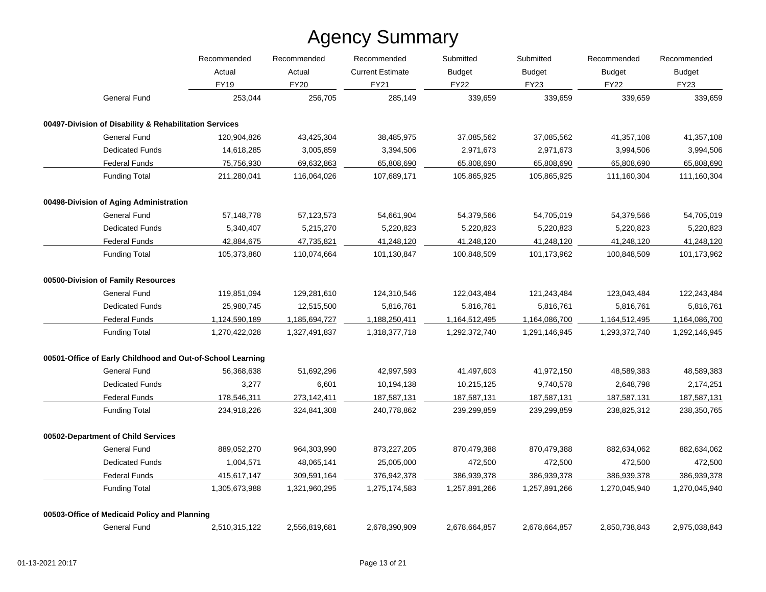# Agency Summary

| | Recommended Actual FY19 | Recommended Actual FY20 | Recommended Current Estimate FY21 | Submitted Budget FY22 | Submitted Budget FY23 | Recommended Budget FY22 | Recommended Budget FY23 |
|---|---|---|---|---|---|---|---|
| General Fund | 253,044 | 256,705 | 285,149 | 339,659 | 339,659 | 339,659 | 339,659 |
| **00497-Division of Disability & Rehabilitation Services** | | | | | | | |
| General Fund | 120,904,826 | 43,425,304 | 38,485,975 | 37,085,562 | 37,085,562 | 41,357,108 | 41,357,108 |
| Dedicated Funds | 14,618,285 | 3,005,859 | 3,394,506 | 2,971,673 | 2,971,673 | 3,994,506 | 3,994,506 |
| Federal Funds | 75,756,930 | 69,632,863 | 65,808,690 | 65,808,690 | 65,808,690 | 65,808,690 | 65,808,690 |
| Funding Total | 211,280,041 | 116,064,026 | 107,689,171 | 105,865,925 | 105,865,925 | 111,160,304 | 111,160,304 |
| **00498-Division of Aging Administration** | | | | | | | |
| General Fund | 57,148,778 | 57,123,573 | 54,661,904 | 54,379,566 | 54,705,019 | 54,379,566 | 54,705,019 |
| Dedicated Funds | 5,340,407 | 5,215,270 | 5,220,823 | 5,220,823 | 5,220,823 | 5,220,823 | 5,220,823 |
| Federal Funds | 42,884,675 | 47,735,821 | 41,248,120 | 41,248,120 | 41,248,120 | 41,248,120 | 41,248,120 |
| Funding Total | 105,373,860 | 110,074,664 | 101,130,847 | 100,848,509 | 101,173,962 | 100,848,509 | 101,173,962 |
| **00500-Division of Family Resources** | | | | | | | |
| General Fund | 119,851,094 | 129,281,610 | 124,310,546 | 122,043,484 | 121,243,484 | 123,043,484 | 122,243,484 |
| Dedicated Funds | 25,980,745 | 12,515,500 | 5,816,761 | 5,816,761 | 5,816,761 | 5,816,761 | 5,816,761 |
| Federal Funds | 1,124,590,189 | 1,185,694,727 | 1,188,250,411 | 1,164,512,495 | 1,164,086,700 | 1,164,512,495 | 1,164,086,700 |
| Funding Total | 1,270,422,028 | 1,327,491,837 | 1,318,377,718 | 1,292,372,740 | 1,291,146,945 | 1,293,372,740 | 1,292,146,945 |
| **00501-Office of Early Childhood and Out-of-School Learning** | | | | | | | |
| General Fund | 56,368,638 | 51,692,296 | 42,997,593 | 41,497,603 | 41,972,150 | 48,589,383 | 48,589,383 |
| Dedicated Funds | 3,277 | 6,601 | 10,194,138 | 10,215,125 | 9,740,578 | 2,648,798 | 2,174,251 |
| Federal Funds | 178,546,311 | 273,142,411 | 187,587,131 | 187,587,131 | 187,587,131 | 187,587,131 | 187,587,131 |
| Funding Total | 234,918,226 | 324,841,308 | 240,778,862 | 239,299,859 | 239,299,859 | 238,825,312 | 238,350,765 |
| **00502-Department of Child Services** | | | | | | | |
| General Fund | 889,052,270 | 964,303,990 | 873,227,205 | 870,479,388 | 870,479,388 | 882,634,062 | 882,634,062 |
| Dedicated Funds | 1,004,571 | 48,065,141 | 25,005,000 | 472,500 | 472,500 | 472,500 | 472,500 |
| Federal Funds | 415,617,147 | 309,591,164 | 376,942,378 | 386,939,378 | 386,939,378 | 386,939,378 | 386,939,378 |
| Funding Total | 1,305,673,988 | 1,321,960,295 | 1,275,174,583 | 1,257,891,266 | 1,257,891,266 | 1,270,045,940 | 1,270,045,940 |
| **00503-Office of Medicaid Policy and Planning** | | | | | | | |
| General Fund | 2,510,315,122 | 2,556,819,681 | 2,678,390,909 | 2,678,664,857 | 2,678,664,857 | 2,850,738,843 | 2,975,038,843 |

01-13-2021 20:17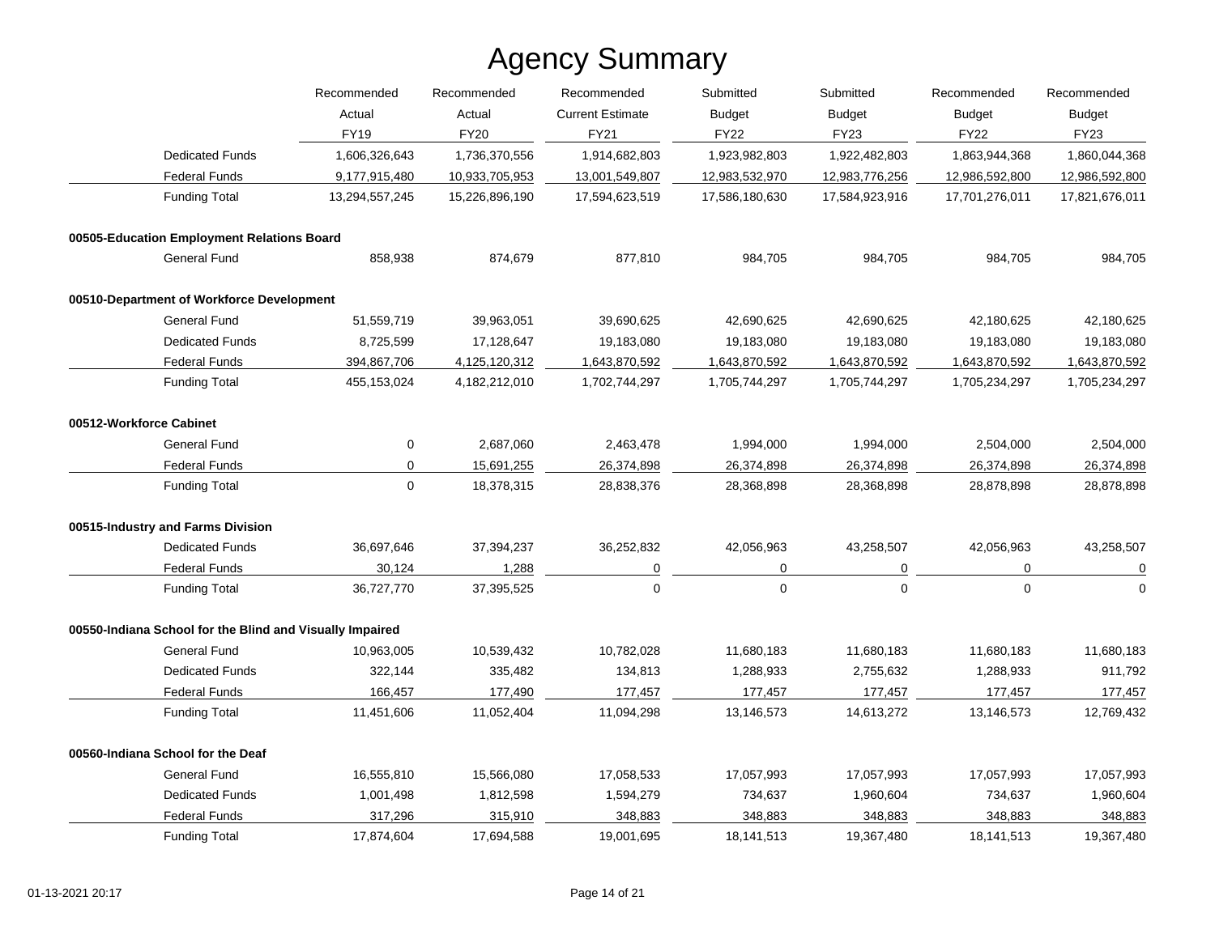# Agency Summary

| | Recommended Actual FY19 | Recommended Actual FY20 | Recommended Current Estimate FY21 | Submitted Budget FY22 | Submitted Budget FY23 | Recommended Budget FY22 | Recommended Budget FY23 |
|---|---|---|---|---|---|---|---|
| Dedicated Funds | 1,606,326,643 | 1,736,370,556 | 1,914,682,803 | 1,923,982,803 | 1,922,482,803 | 1,863,944,368 | 1,860,044,368 |
| Federal Funds | 9,177,915,480 | 10,933,705,953 | 13,001,549,807 | 12,983,532,970 | 12,983,776,256 | 12,986,592,800 | 12,986,592,800 |
| Funding Total | 13,294,557,245 | 15,226,896,190 | 17,594,623,519 | 17,586,180,630 | 17,584,923,916 | 17,701,276,011 | 17,821,676,011 |
| **00505-Education Employment Relations Board** | | | | | | | |
| General Fund | 858,938 | 874,679 | 877,810 | 984,705 | 984,705 | 984,705 | 984,705 |
| **00510-Department of Workforce Development** | | | | | | | |
| General Fund | 51,559,719 | 39,963,051 | 39,690,625 | 42,690,625 | 42,690,625 | 42,180,625 | 42,180,625 |
| Dedicated Funds | 8,725,599 | 17,128,647 | 19,183,080 | 19,183,080 | 19,183,080 | 19,183,080 | 19,183,080 |
| Federal Funds | 394,867,706 | 4,125,120,312 | 1,643,870,592 | 1,643,870,592 | 1,643,870,592 | 1,643,870,592 | 1,643,870,592 |
| Funding Total | 455,153,024 | 4,182,212,010 | 1,702,744,297 | 1,705,744,297 | 1,705,744,297 | 1,705,234,297 | 1,705,234,297 |
| **00512-Workforce Cabinet** | | | | | | | |
| General Fund | 0 | 2,687,060 | 2,463,478 | 1,994,000 | 1,994,000 | 2,504,000 | 2,504,000 |
| Federal Funds | 0 | 15,691,255 | 26,374,898 | 26,374,898 | 26,374,898 | 26,374,898 | 26,374,898 |
| Funding Total | 0 | 18,378,315 | 28,838,376 | 28,368,898 | 28,368,898 | 28,878,898 | 28,878,898 |
| **00515-Industry and Farms Division** | | | | | | | |
| Dedicated Funds | 36,697,646 | 37,394,237 | 36,252,832 | 42,056,963 | 43,258,507 | 42,056,963 | 43,258,507 |
| Federal Funds | 30,124 | 1,288 | 0 | 0 | 0 | 0 | 0 |
| Funding Total | 36,727,770 | 37,395,525 | 0 | 0 | 0 | 0 | 0 |
| **00550-Indiana School for the Blind and Visually Impaired** | | | | | | | |
| General Fund | 10,963,005 | 10,539,432 | 10,782,028 | 11,680,183 | 11,680,183 | 11,680,183 | 11,680,183 |
| Dedicated Funds | 322,144 | 335,482 | 134,813 | 1,288,933 | 2,755,632 | 1,288,933 | 911,792 |
| Federal Funds | 166,457 | 177,490 | 177,457 | 177,457 | 177,457 | 177,457 | 177,457 |
| Funding Total | 11,451,606 | 11,052,404 | 11,094,298 | 13,146,573 | 14,613,272 | 13,146,573 | 12,769,432 |
| **00560-Indiana School for the Deaf** | | | | | | | |
| General Fund | 16,555,810 | 15,566,080 | 17,058,533 | 17,057,993 | 17,057,993 | 17,057,993 | 17,057,993 |
| Dedicated Funds | 1,001,498 | 1,812,598 | 1,594,279 | 734,637 | 1,960,604 | 734,637 | 1,960,604 |
| Federal Funds | 317,296 | 315,910 | 348,883 | 348,883 | 348,883 | 348,883 | 348,883 |
| Funding Total | 17,874,604 | 17,694,588 | 19,001,695 | 18,141,513 | 19,367,480 | 18,141,513 | 19,367,480 |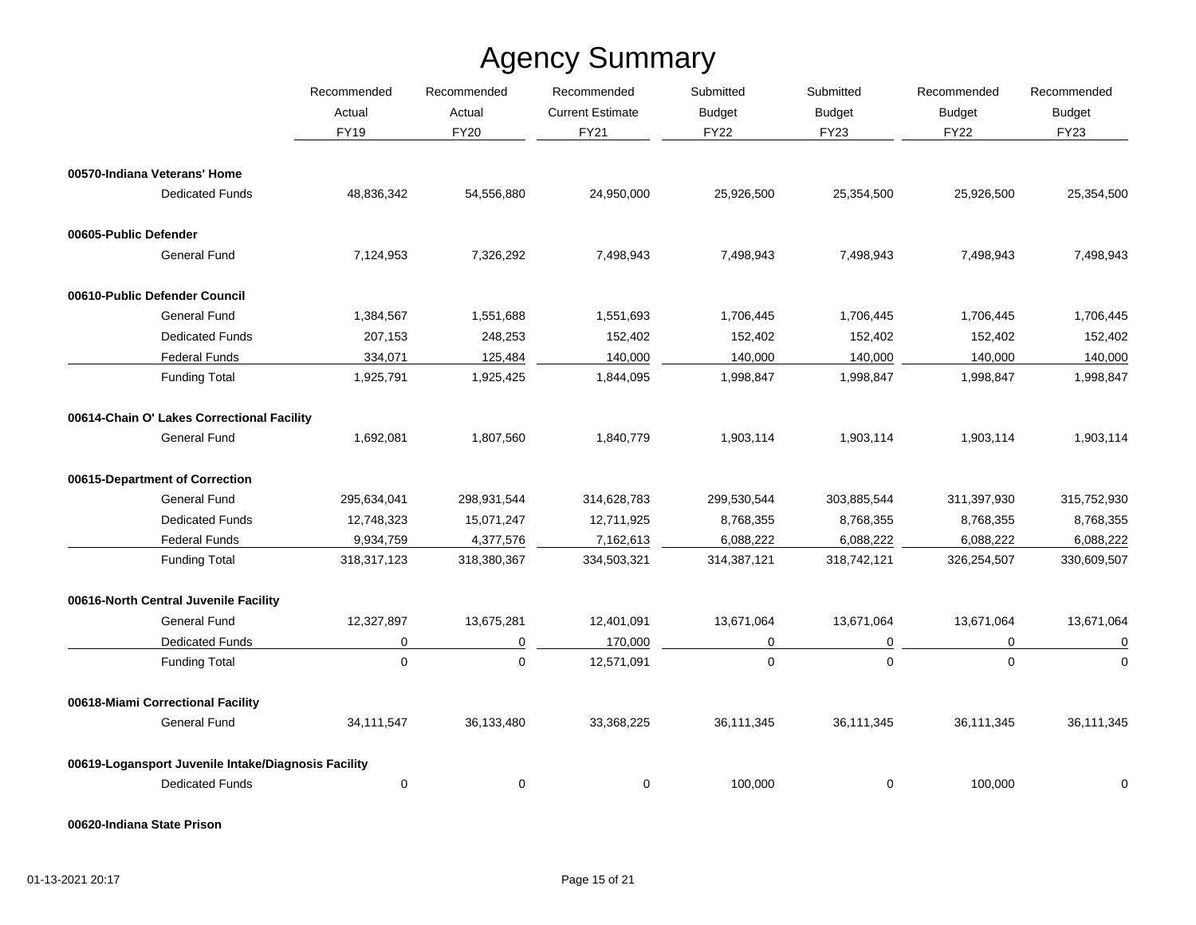# Agency Summary

| | Recommended Actual FY19 | Recommended Actual FY20 | Recommended Current Estimate FY21 | Submitted Budget FY22 | Submitted Budget FY23 | Recommended Budget FY22 | Recommended Budget FY23 |
|---|---|---|---|---|---|---|---|
| **00570-Indiana Veterans' Home** | | | | | | | |
| Dedicated Funds | 48,836,342 | 54,556,880 | 24,950,000 | 25,926,500 | 25,354,500 | 25,926,500 | 25,354,500 |
| **00605-Public Defender** | | | | | | | |
| General Fund | 7,124,953 | 7,326,292 | 7,498,943 | 7,498,943 | 7,498,943 | 7,498,943 | 7,498,943 |
| **00610-Public Defender Council** | | | | | | | |
| General Fund | 1,384,567 | 1,551,688 | 1,551,693 | 1,706,445 | 1,706,445 | 1,706,445 | 1,706,445 |
| Dedicated Funds | 207,153 | 248,253 | 152,402 | 152,402 | 152,402 | 152,402 | 152,402 |
| Federal Funds | 334,071 | 125,484 | 140,000 | 140,000 | 140,000 | 140,000 | 140,000 |
| Funding Total | 1,925,791 | 1,925,425 | 1,844,095 | 1,998,847 | 1,998,847 | 1,998,847 | 1,998,847 |
| **00614-Chain O' Lakes Correctional Facility** | | | | | | | |
| General Fund | 1,692,081 | 1,807,560 | 1,840,779 | 1,903,114 | 1,903,114 | 1,903,114 | 1,903,114 |
| **00615-Department of Correction** | | | | | | | |
| General Fund | 295,634,041 | 298,931,544 | 314,628,783 | 299,530,544 | 303,885,544 | 311,397,930 | 315,752,930 |
| Dedicated Funds | 12,748,323 | 15,071,247 | 12,711,925 | 8,768,355 | 8,768,355 | 8,768,355 | 8,768,355 |
| Federal Funds | 9,934,759 | 4,377,576 | 7,162,613 | 6,088,222 | 6,088,222 | 6,088,222 | 6,088,222 |
| Funding Total | 318,317,123 | 318,380,367 | 334,503,321 | 314,387,121 | 318,742,121 | 326,254,507 | 330,609,507 |
| **00616-North Central Juvenile Facility** | | | | | | | |
| General Fund | 12,327,897 | 13,675,281 | 12,401,091 | 13,671,064 | 13,671,064 | 13,671,064 | 13,671,064 |
| Dedicated Funds | 0 | 0 | 170,000 | 0 | 0 | 0 | 0 |
| Funding Total | 0 | 0 | 12,571,091 | 0 | 0 | 0 | 0 |
| **00618-Miami Correctional Facility** | | | | | | | |
| General Fund | 34,111,547 | 36,133,480 | 33,368,225 | 36,111,345 | 36,111,345 | 36,111,345 | 36,111,345 |
| **00619-Logansport Juvenile Intake/Diagnosis Facility** | | | | | | | |
| Dedicated Funds | 0 | 0 | 0 | 100,000 | 0 | 100,000 | 0 |
| **00620-Indiana State Prison** | | | | | | | |

01-13-2021 20:17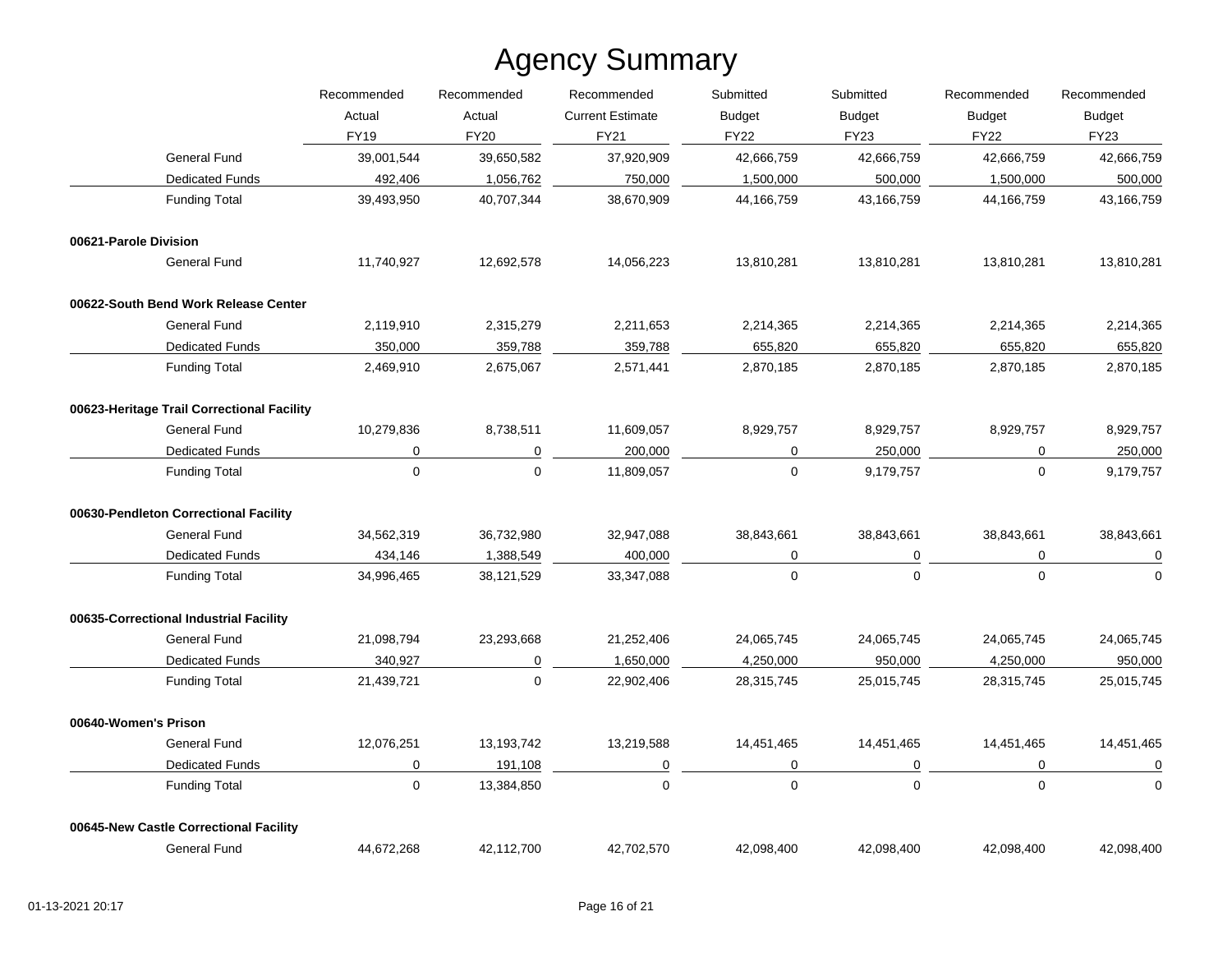# Agency Summary

| | Recommended Actual FY19 | Recommended Actual FY20 | Recommended Current Estimate FY21 | Submitted Budget FY22 | Submitted Budget FY23 | Recommended Budget FY22 | Recommended Budget FY23 |
|---|---|---|---|---|---|---|---|
| General Fund | 39,001,544 | 39,650,582 | 37,920,909 | 42,666,759 | 42,666,759 | 42,666,759 | 42,666,759 |
| Dedicated Funds | 492,406 | 1,056,762 | 750,000 | 1,500,000 | 500,000 | 1,500,000 | 500,000 |
| Funding Total | 39,493,950 | 40,707,344 | 38,670,909 | 44,166,759 | 43,166,759 | 44,166,759 | 43,166,759 |
| **00621-Parole Division** | | | | | | | |
| General Fund | 11,740,927 | 12,692,578 | 14,056,223 | 13,810,281 | 13,810,281 | 13,810,281 | 13,810,281 |
| **00622-South Bend Work Release Center** | | | | | | | |
| General Fund | 2,119,910 | 2,315,279 | 2,211,653 | 2,214,365 | 2,214,365 | 2,214,365 | 2,214,365 |
| Dedicated Funds | 350,000 | 359,788 | 359,788 | 655,820 | 655,820 | 655,820 | 655,820 |
| Funding Total | 2,469,910 | 2,675,067 | 2,571,441 | 2,870,185 | 2,870,185 | 2,870,185 | 2,870,185 |
| **00623-Heritage Trail Correctional Facility** | | | | | | | |
| General Fund | 10,279,836 | 8,738,511 | 11,609,057 | 8,929,757 | 8,929,757 | 8,929,757 | 8,929,757 |
| Dedicated Funds | 0 | 0 | 200,000 | 0 | 250,000 | 0 | 250,000 |
| Funding Total | 0 | 0 | 11,809,057 | 0 | 9,179,757 | 0 | 9,179,757 |
| **00630-Pendleton Correctional Facility** | | | | | | | |
| General Fund | 34,562,319 | 36,732,980 | 32,947,088 | 38,843,661 | 38,843,661 | 38,843,661 | 38,843,661 |
| Dedicated Funds | 434,146 | 1,388,549 | 400,000 | 0 | 0 | 0 | 0 |
| Funding Total | 34,996,465 | 38,121,529 | 33,347,088 | 0 | 0 | 0 | 0 |
| **00635-Correctional Industrial Facility** | | | | | | | |
| General Fund | 21,098,794 | 23,293,668 | 21,252,406 | 24,065,745 | 24,065,745 | 24,065,745 | 24,065,745 |
| Dedicated Funds | 340,927 | 0 | 1,650,000 | 4,250,000 | 950,000 | 4,250,000 | 950,000 |
| Funding Total | 21,439,721 | 0 | 22,902,406 | 28,315,745 | 25,015,745 | 28,315,745 | 25,015,745 |
| **00640-Women's Prison** | | | | | | | |
| General Fund | 12,076,251 | 13,193,742 | 13,219,588 | 14,451,465 | 14,451,465 | 14,451,465 | 14,451,465 |
| Dedicated Funds | 0 | 191,108 | 0 | 0 | 0 | 0 | 0 |
| Funding Total | 0 | 13,384,850 | 0 | 0 | 0 | 0 | 0 |
| **00645-New Castle Correctional Facility** | | | | | | | |
| General Fund | 44,672,268 | 42,112,700 | 42,702,570 | 42,098,400 | 42,098,400 | 42,098,400 | 42,098,400 |

01-13-2021 20:17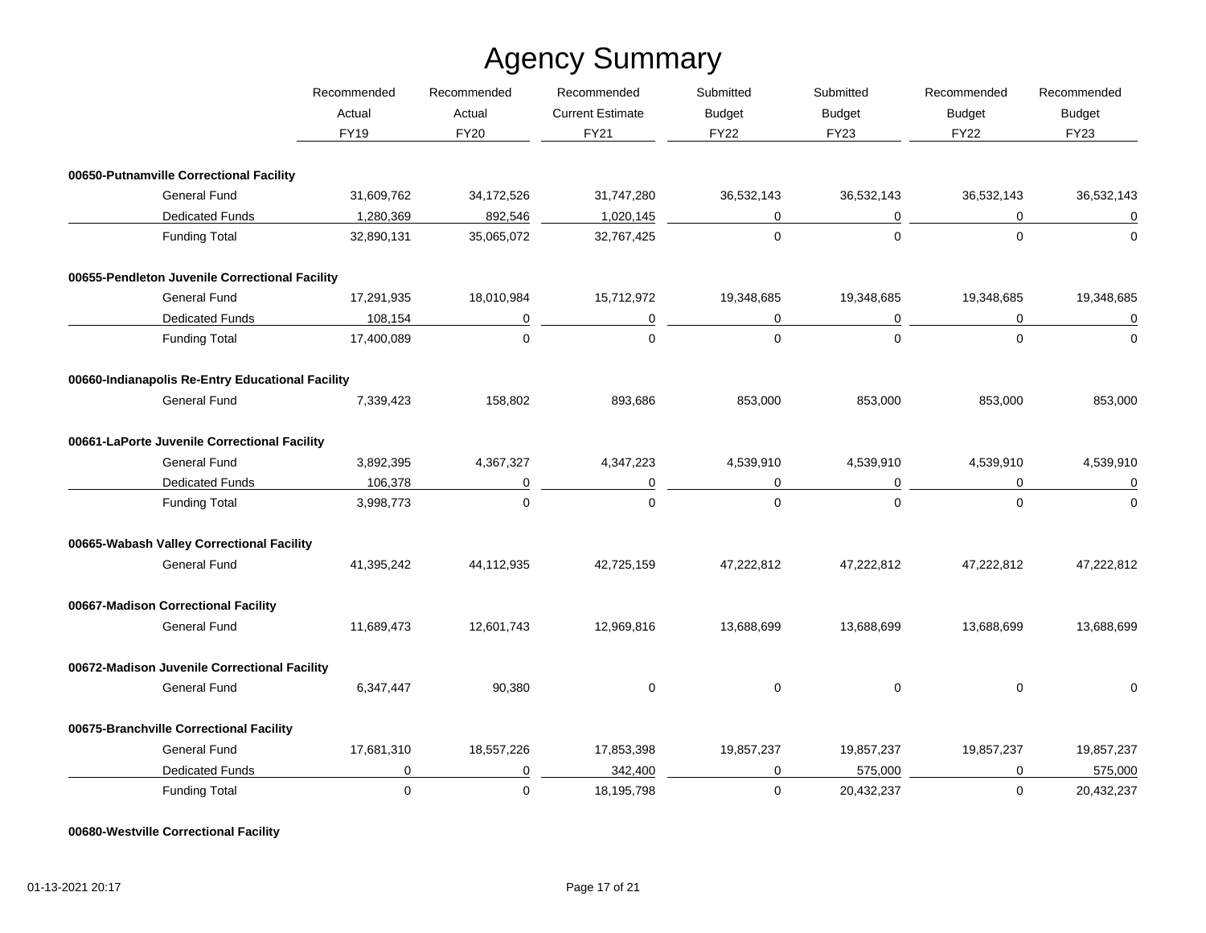# Agency Summary

| | Recommended Actual FY19 | Recommended Actual FY20 | Recommended Current Estimate FY21 | Submitted Budget FY22 | Submitted Budget FY23 | Recommended Budget FY22 | Recommended Budget FY23 |
|---|---|---|---|---|---|---|---|
| **00650-Putnamville Correctional Facility** | | | | | | | |
| General Fund | 31,609,762 | 34,172,526 | 31,747,280 | 36,532,143 | 36,532,143 | 36,532,143 | 36,532,143 |
| Dedicated Funds | 1,280,369 | 892,546 | 1,020,145 | 0 | 0 | 0 | 0 |
| Funding Total | 32,890,131 | 35,065,072 | 32,767,425 | 0 | 0 | 0 | 0 |
| **00655-Pendleton Juvenile Correctional Facility** | | | | | | | |
| General Fund | 17,291,935 | 18,010,984 | 15,712,972 | 19,348,685 | 19,348,685 | 19,348,685 | 19,348,685 |
| Dedicated Funds | 108,154 | 0 | 0 | 0 | 0 | 0 | 0 |
| Funding Total | 17,400,089 | 0 | 0 | 0 | 0 | 0 | 0 |
| **00660-Indianapolis Re-Entry Educational Facility** | | | | | | | |
| General Fund | 7,339,423 | 158,802 | 893,686 | 853,000 | 853,000 | 853,000 | 853,000 |
| **00661-LaPorte Juvenile Correctional Facility** | | | | | | | |
| General Fund | 3,892,395 | 4,367,327 | 4,347,223 | 4,539,910 | 4,539,910 | 4,539,910 | 4,539,910 |
| Dedicated Funds | 106,378 | 0 | 0 | 0 | 0 | 0 | 0 |
| Funding Total | 3,998,773 | 0 | 0 | 0 | 0 | 0 | 0 |
| **00665-Wabash Valley Correctional Facility** | | | | | | | |
| General Fund | 41,395,242 | 44,112,935 | 42,725,159 | 47,222,812 | 47,222,812 | 47,222,812 | 47,222,812 |
| **00667-Madison Correctional Facility** | | | | | | | |
| General Fund | 11,689,473 | 12,601,743 | 12,969,816 | 13,688,699 | 13,688,699 | 13,688,699 | 13,688,699 |
| **00672-Madison Juvenile Correctional Facility** | | | | | | | |
| General Fund | 6,347,447 | 90,380 | 0 | 0 | 0 | 0 | 0 |
| **00675-Branchville Correctional Facility** | | | | | | | |
| General Fund | 17,681,310 | 18,557,226 | 17,853,398 | 19,857,237 | 19,857,237 | 19,857,237 | 19,857,237 |
| Dedicated Funds | 0 | 0 | 342,400 | 0 | 575,000 | 0 | 575,000 |
| Funding Total | 0 | 0 | 18,195,798 | 0 | 20,432,237 | 0 | 20,432,237 |
| **00680-Westville Correctional Facility** | | | | | | | |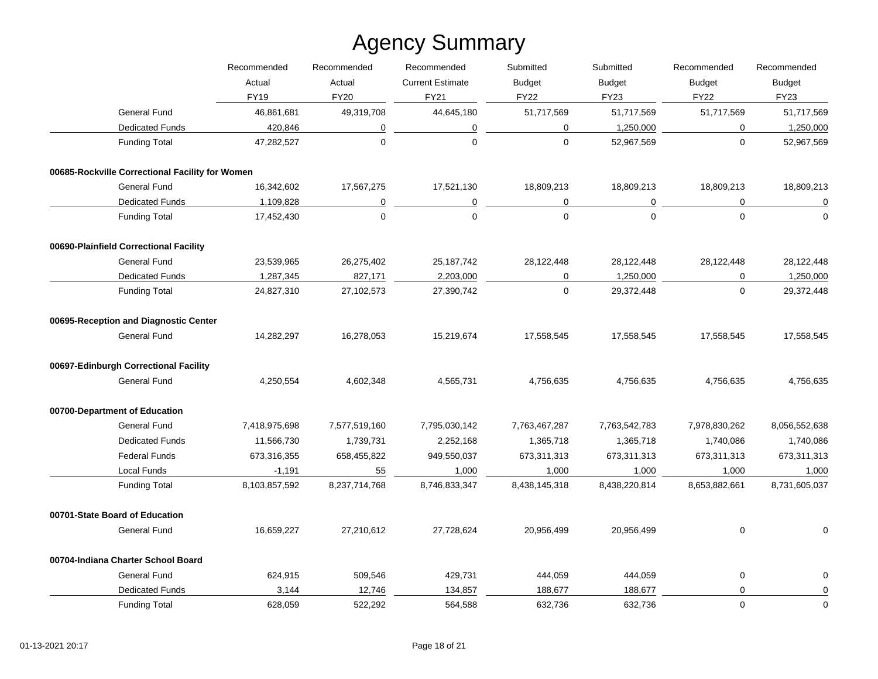# Agency Summary

| | Recommended Actual FY19 | Recommended Actual FY20 | Recommended Current Estimate FY21 | Submitted Budget FY22 | Submitted Budget FY23 | Recommended Budget FY22 | Recommended Budget FY23 |
|---|---|---|---|---|---|---|---|
| General Fund | 46,861,681 | 49,319,708 | 44,645,180 | 51,717,569 | 51,717,569 | 51,717,569 | 51,717,569 |
| Dedicated Funds | 420,846 | 0 | 0 | 0 | 1,250,000 | 0 | 1,250,000 |
| Funding Total | 47,282,527 | 0 | 0 | 0 | 52,967,569 | 0 | 52,967,569 |
| **00685-Rockville Correctional Facility for Women** | | | | | | | |
| General Fund | 16,342,602 | 17,567,275 | 17,521,130 | 18,809,213 | 18,809,213 | 18,809,213 | 18,809,213 |
| Dedicated Funds | 1,109,828 | 0 | 0 | 0 | 0 | 0 | 0 |
| Funding Total | 17,452,430 | 0 | 0 | 0 | 0 | 0 | 0 |
| **00690-Plainfield Correctional Facility** | | | | | | | |
| General Fund | 23,539,965 | 26,275,402 | 25,187,742 | 28,122,448 | 28,122,448 | 28,122,448 | 28,122,448 |
| Dedicated Funds | 1,287,345 | 827,171 | 2,203,000 | 0 | 1,250,000 | 0 | 1,250,000 |
| Funding Total | 24,827,310 | 27,102,573 | 27,390,742 | 0 | 29,372,448 | 0 | 29,372,448 |
| **00695-Reception and Diagnostic Center** | | | | | | | |
| General Fund | 14,282,297 | 16,278,053 | 15,219,674 | 17,558,545 | 17,558,545 | 17,558,545 | 17,558,545 |
| **00697-Edinburgh Correctional Facility** | | | | | | | |
| General Fund | 4,250,554 | 4,602,348 | 4,565,731 | 4,756,635 | 4,756,635 | 4,756,635 | 4,756,635 |
| **00700-Department of Education** | | | | | | | |
| General Fund | 7,418,975,698 | 7,577,519,160 | 7,795,030,142 | 7,763,467,287 | 7,763,542,783 | 7,978,830,262 | 8,056,552,638 |
| Dedicated Funds | 11,566,730 | 1,739,731 | 2,252,168 | 1,365,718 | 1,365,718 | 1,740,086 | 1,740,086 |
| Federal Funds | 673,316,355 | 658,455,822 | 949,550,037 | 673,311,313 | 673,311,313 | 673,311,313 | 673,311,313 |
| Local Funds | -1,191 | 55 | 1,000 | 1,000 | 1,000 | 1,000 | 1,000 |
| Funding Total | 8,103,857,592 | 8,237,714,768 | 8,746,833,347 | 8,438,145,318 | 8,438,220,814 | 8,653,882,661 | 8,731,605,037 |
| **00701-State Board of Education** | | | | | | | |
| General Fund | 16,659,227 | 27,210,612 | 27,728,624 | 20,956,499 | 20,956,499 | 0 | 0 |
| **00704-Indiana Charter School Board** | | | | | | | |
| General Fund | 624,915 | 509,546 | 429,731 | 444,059 | 444,059 | 0 | 0 |
| Dedicated Funds | 3,144 | 12,746 | 134,857 | 188,677 | 188,677 | 0 | 0 |
| Funding Total | 628,059 | 522,292 | 564,588 | 632,736 | 632,736 | 0 | 0 |

01-13-2021 20:17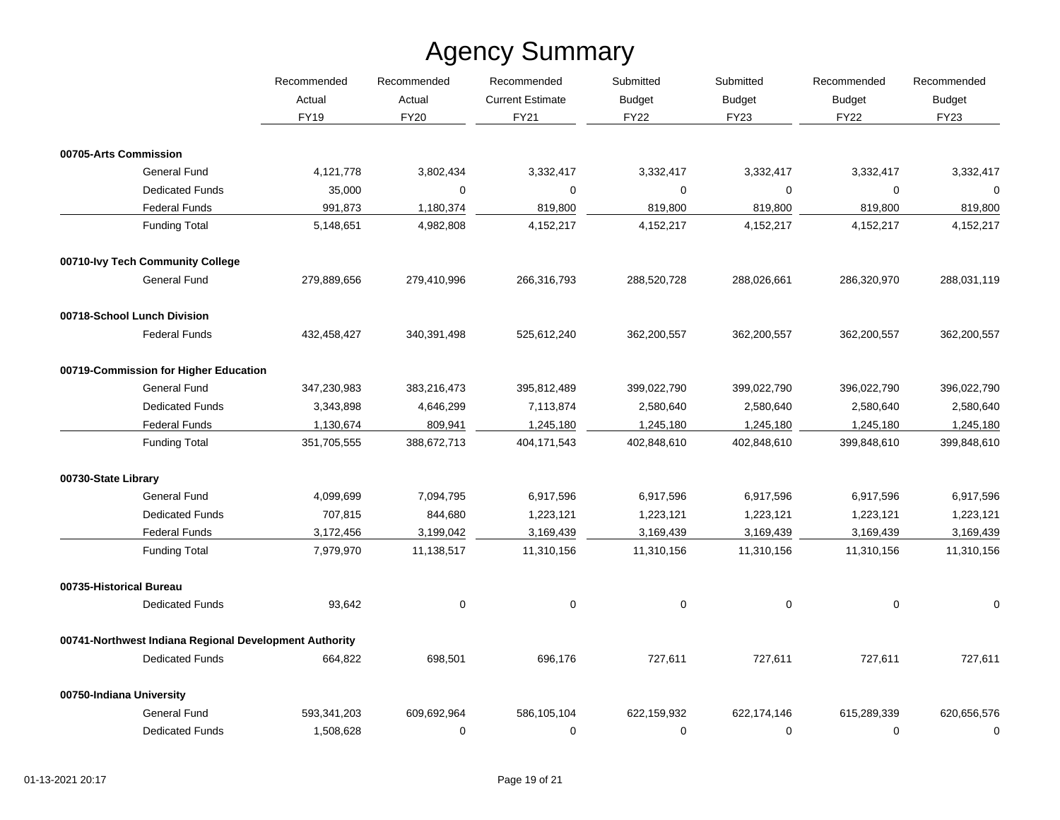# Agency Summary

| | Recommended Actual FY19 | Recommended Actual FY20 | Recommended Current Estimate FY21 | Submitted Budget FY22 | Submitted Budget FY23 | Recommended Budget FY22 | Recommended Budget FY23 |
|---|---|---|---|---|---|---|---|
| **00705-Arts Commission** | | | | | | | |
| General Fund | 4,121,778 | 3,802,434 | 3,332,417 | 3,332,417 | 3,332,417 | 3,332,417 | 3,332,417 |
| Dedicated Funds | 35,000 | 0 | 0 | 0 | 0 | 0 | 0 |
| Federal Funds | 991,873 | 1,180,374 | 819,800 | 819,800 | 819,800 | 819,800 | 819,800 |
| Funding Total | 5,148,651 | 4,982,808 | 4,152,217 | 4,152,217 | 4,152,217 | 4,152,217 | 4,152,217 |
| **00710-Ivy Tech Community College** | | | | | | | |
| General Fund | 279,889,656 | 279,410,996 | 266,316,793 | 288,520,728 | 288,026,661 | 286,320,970 | 288,031,119 |
| **00718-School Lunch Division** | | | | | | | |
| Federal Funds | 432,458,427 | 340,391,498 | 525,612,240 | 362,200,557 | 362,200,557 | 362,200,557 | 362,200,557 |
| **00719-Commission for Higher Education** | | | | | | | |
| General Fund | 347,230,983 | 383,216,473 | 395,812,489 | 399,022,790 | 399,022,790 | 396,022,790 | 396,022,790 |
| Dedicated Funds | 3,343,898 | 4,646,299 | 7,113,874 | 2,580,640 | 2,580,640 | 2,580,640 | 2,580,640 |
| Federal Funds | 1,130,674 | 809,941 | 1,245,180 | 1,245,180 | 1,245,180 | 1,245,180 | 1,245,180 |
| Funding Total | 351,705,555 | 388,672,713 | 404,171,543 | 402,848,610 | 402,848,610 | 399,848,610 | 399,848,610 |
| **00730-State Library** | | | | | | | |
| General Fund | 4,099,699 | 7,094,795 | 6,917,596 | 6,917,596 | 6,917,596 | 6,917,596 | 6,917,596 |
| Dedicated Funds | 707,815 | 844,680 | 1,223,121 | 1,223,121 | 1,223,121 | 1,223,121 | 1,223,121 |
| Federal Funds | 3,172,456 | 3,199,042 | 3,169,439 | 3,169,439 | 3,169,439 | 3,169,439 | 3,169,439 |
| Funding Total | 7,979,970 | 11,138,517 | 11,310,156 | 11,310,156 | 11,310,156 | 11,310,156 | 11,310,156 |
| **00735-Historical Bureau** | | | | | | | |
| Dedicated Funds | 93,642 | 0 | 0 | 0 | 0 | 0 | 0 |
| **00741-Northwest Indiana Regional Development Authority** | | | | | | | |
| Dedicated Funds | 664,822 | 698,501 | 696,176 | 727,611 | 727,611 | 727,611 | 727,611 |
| **00750-Indiana University** | | | | | | | |
| General Fund | 593,341,203 | 609,692,964 | 586,105,104 | 622,159,932 | 622,174,146 | 615,289,339 | 620,656,576 |
| Dedicated Funds | 1,508,628 | 0 | 0 | 0 | 0 | 0 | 0 |

01-13-2021 20:17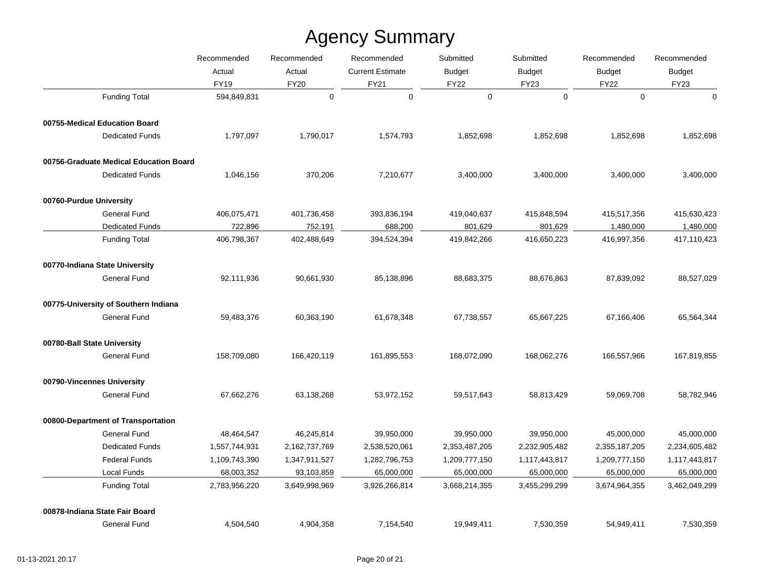# Agency Summary

| | Recommended Actual FY19 | Recommended Actual FY20 | Recommended Current Estimate FY21 | Submitted Budget FY22 | Submitted Budget FY23 | Recommended Budget FY22 | Recommended Budget FY23 |
|---|---|---|---|---|---|---|---|
| Funding Total | 594,849,831 | 0 | 0 | 0 | 0 | 0 | 0 |
| **00755-Medical Education Board** | | | | | | | |
| Dedicated Funds | 1,797,097 | 1,790,017 | 1,574,793 | 1,852,698 | 1,852,698 | 1,852,698 | 1,852,698 |
| **00756-Graduate Medical Education Board** | | | | | | | |
| Dedicated Funds | 1,046,156 | 370,206 | 7,210,677 | 3,400,000 | 3,400,000 | 3,400,000 | 3,400,000 |
| **00760-Purdue University** | | | | | | | |
| General Fund | 406,075,471 | 401,736,458 | 393,836,194 | 419,040,637 | 415,848,594 | 415,517,356 | 415,630,423 |
| Dedicated Funds | 722,896 | 752,191 | 688,200 | 801,629 | 801,629 | 1,480,000 | 1,480,000 |
| Funding Total | 406,798,367 | 402,488,649 | 394,524,394 | 419,842,266 | 416,650,223 | 416,997,356 | 417,110,423 |
| **00770-Indiana State University** | | | | | | | |
| General Fund | 92,111,936 | 90,661,930 | 85,138,896 | 88,683,375 | 88,676,863 | 87,839,092 | 88,527,029 |
| **00775-University of Southern Indiana** | | | | | | | |
| General Fund | 59,483,376 | 60,363,190 | 61,678,348 | 67,738,557 | 65,667,225 | 67,166,406 | 65,564,344 |
| **00780-Ball State University** | | | | | | | |
| General Fund | 158,709,080 | 166,420,119 | 161,895,553 | 168,072,090 | 168,062,276 | 166,557,966 | 167,819,855 |
| **00790-Vincennes University** | | | | | | | |
| General Fund | 67,662,276 | 63,138,268 | 53,972,152 | 59,517,643 | 58,813,429 | 59,069,708 | 58,782,946 |
| **00800-Department of Transportation** | | | | | | | |
| General Fund | 48,464,547 | 46,245,814 | 39,950,000 | 39,950,000 | 39,950,000 | 45,000,000 | 45,000,000 |
| Dedicated Funds | 1,557,744,931 | 2,162,737,769 | 2,538,520,061 | 2,353,487,205 | 2,232,905,482 | 2,355,187,205 | 2,234,605,482 |
| Federal Funds | 1,109,743,390 | 1,347,911,527 | 1,282,796,753 | 1,209,777,150 | 1,117,443,817 | 1,209,777,150 | 1,117,443,817 |
| Local Funds | 68,003,352 | 93,103,859 | 65,000,000 | 65,000,000 | 65,000,000 | 65,000,000 | 65,000,000 |
| Funding Total | 2,783,956,220 | 3,649,998,969 | 3,926,266,814 | 3,668,214,355 | 3,455,299,299 | 3,674,964,355 | 3,462,049,299 |
| **00878-Indiana State Fair Board** | | | | | | | |
| General Fund | 4,504,540 | 4,904,358 | 7,154,540 | 19,949,411 | 7,530,359 | 54,949,411 | 7,530,359 |

01-13-2021 20:17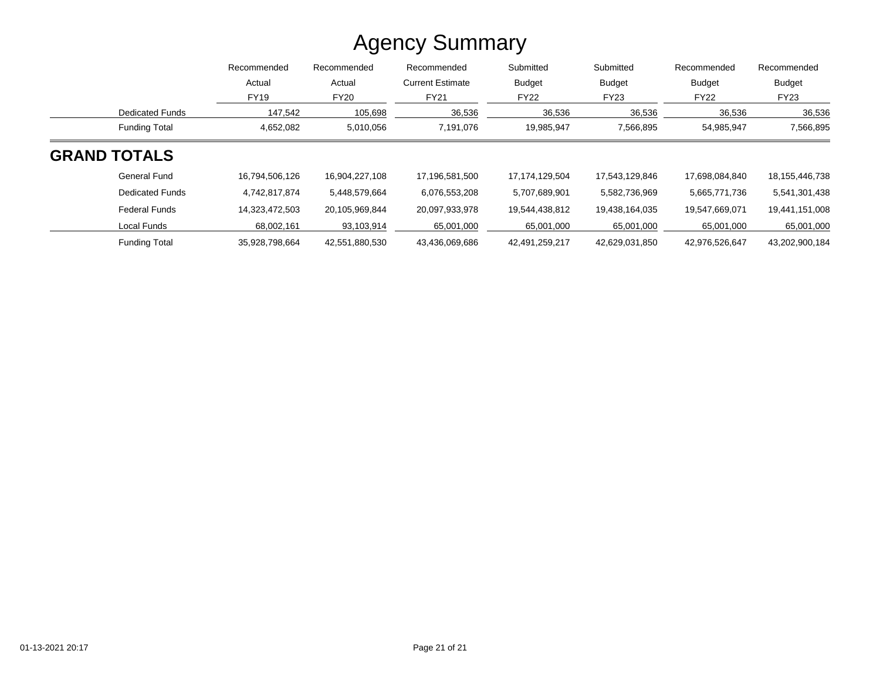# Agency Summary

| | Recommended Actual FY19 | Recommended Actual FY20 | Recommended Current Estimate FY21 | Submitted Budget FY22 | Submitted Budget FY23 | Recommended Budget FY22 | Recommended Budget FY23 |
|---|---|---|---|---|---|---|---|
| Dedicated Funds | 147,542 | 105,698 | 36,536 | 36,536 | 36,536 | 36,536 | 36,536 |
| Funding Total | 4,652,082 | 5,010,056 | 7,191,076 | 19,985,947 | 7,566,895 | 54,985,947 | 7,566,895 |

## GRAND TOTALS

| | Recommended Actual FY19 | Recommended Actual FY20 | Recommended Current Estimate FY21 | Submitted Budget FY22 | Submitted Budget FY23 | Recommended Budget FY22 | Recommended Budget FY23 |
|---|---|---|---|---|---|---|---|
| General Fund | 16,794,506,126 | 16,904,227,108 | 17,196,581,500 | 17,174,129,504 | 17,543,129,846 | 17,698,084,840 | 18,155,446,738 |
| Dedicated Funds | 4,742,817,874 | 5,448,579,664 | 6,076,553,208 | 5,707,689,901 | 5,582,736,969 | 5,665,771,736 | 5,541,301,438 |
| Federal Funds | 14,323,472,503 | 20,105,969,844 | 20,097,933,978 | 19,544,438,812 | 19,438,164,035 | 19,547,669,071 | 19,441,151,008 |
| Local Funds | 68,002,161 | 93,103,914 | 65,001,000 | 65,001,000 | 65,001,000 | 65,001,000 | 65,001,000 |
| Funding Total | 35,928,798,664 | 42,551,880,530 | 43,436,069,686 | 42,491,259,217 | 42,629,031,850 | 42,976,526,647 | 43,202,900,184 |

01-13-2021 20:17